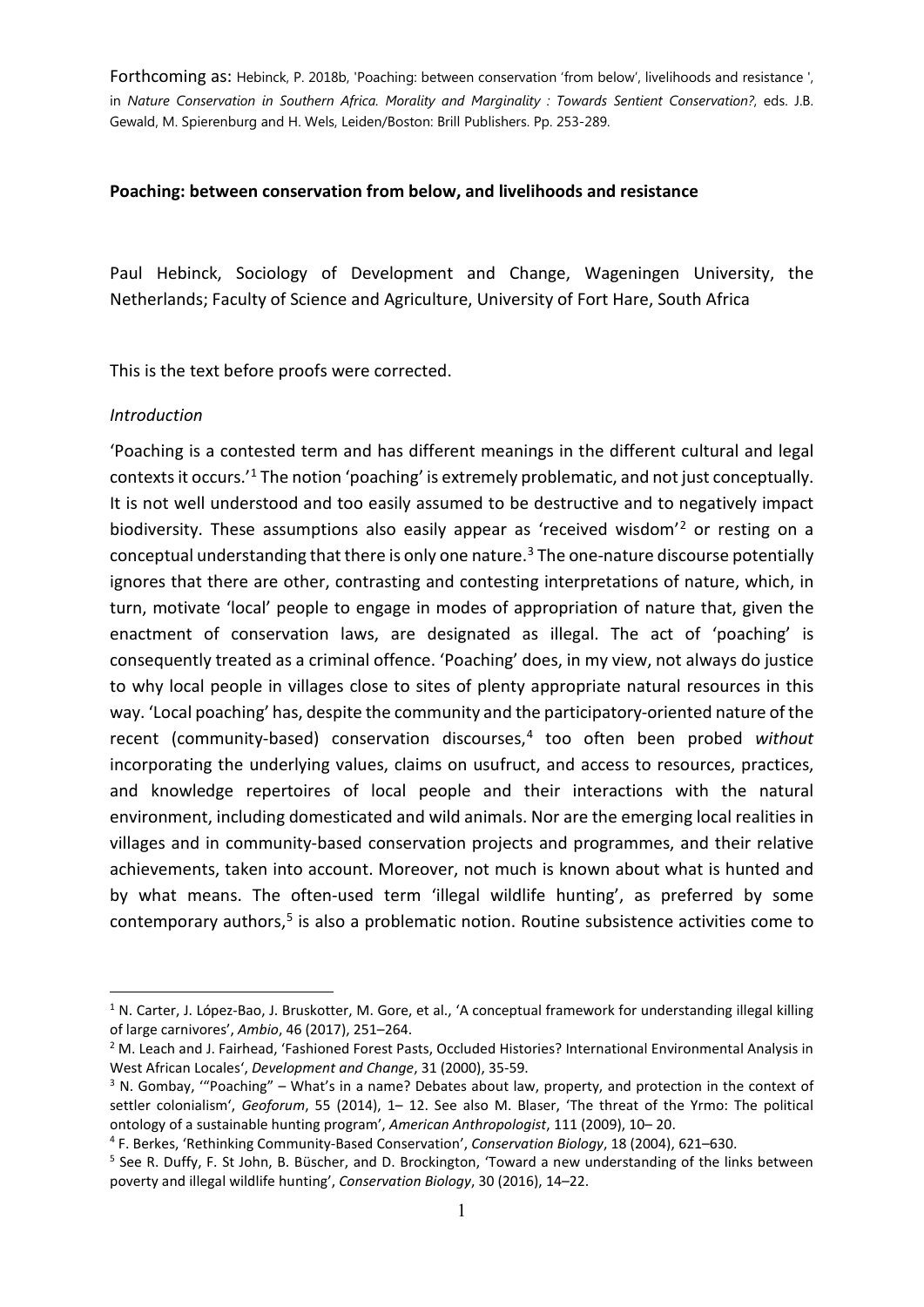Forthcoming as: Hebinck, P. 2018b, 'Poaching: between conservation 'from below', livelihoods and resistance ', in *Nature Conservation in Southern Africa. Morality and Marginality : Towards Sentient Conservation?*, eds. J.B. Gewald, M. Spierenburg and H. Wels, Leiden/Boston: Brill Publishers. Pp. 253-289.

**Poaching: between conservation from below, and livelihoods and resistance**

Paul Hebinck, Sociology of Development and Change, Wageningen University, the Netherlands; Faculty of Science and Agriculture, University of Fort Hare, South Africa

This is the text before proofs were corrected.

*Introduction*

'Poaching is a contested term and has different meanings in the different cultural and legal contexts it occurs.'[1] The notion 'poaching' is extremely problematic, and not just conceptually. It is not well understood and too easily assumed to be destructive and to negatively impact biodiversity. These assumptions also easily appear as 'received wisdom'[2] or resting on a conceptual understanding that there is only one nature.[3] The one-nature discourse potentially ignores that there are other, contrasting and contesting interpretations of nature, which, in turn, motivate 'local' people to engage in modes of appropriation of nature that, given the enactment of conservation laws, are designated as illegal. The act of 'poaching' is consequently treated as a criminal offence. 'Poaching' does, in my view, not always do justice to why local people in villages close to sites of plenty appropriate natural resources in this way. 'Local poaching' has, despite the community and the participatory-oriented nature of the recent (community-based) conservation discourses,[4] too often been probed *without* incorporating the underlying values, claims on usufruct, and access to resources, practices, and knowledge repertoires of local people and their interactions with the natural environment, including domesticated and wild animals. Nor are the emerging local realities in villages and in community-based conservation projects and programmes, and their relative achievements, taken into account. Moreover, not much is known about what is hunted and by what means. The often-used term 'illegal wildlife hunting', as preferred by some contemporary authors,[5] is also a problematic notion. Routine subsistence activities come to

[1] N. Carter, J. López-Bao, J. Bruskotter, M. Gore, et al., 'A conceptual framework for understanding illegal killing of large carnivores', *Ambio*, 46 (2017), 251–264.

[2] M. Leach and J. Fairhead, 'Fashioned Forest Pasts, Occluded Histories? International Environmental Analysis in West African Locales', *Development and Change*, 31 (2000), 35-59.

[3] N. Gombay, '"Poaching" – What's in a name? Debates about law, property, and protection in the context of settler colonialism', *Geoforum*, 55 (2014), 1– 12. See also M. Blaser, 'The threat of the Yrmo: The political ontology of a sustainable hunting program', *American Anthropologist*, 111 (2009), 10– 20.

[4] F. Berkes, 'Rethinking Community-Based Conservation', *Conservation Biology*, 18 (2004), 621–630.

[5] See R. Duffy, F. St John, B. Büscher, and D. Brockington, 'Toward a new understanding of the links between poverty and illegal wildlife hunting', *Conservation Biology*, 30 (2016), 14–22.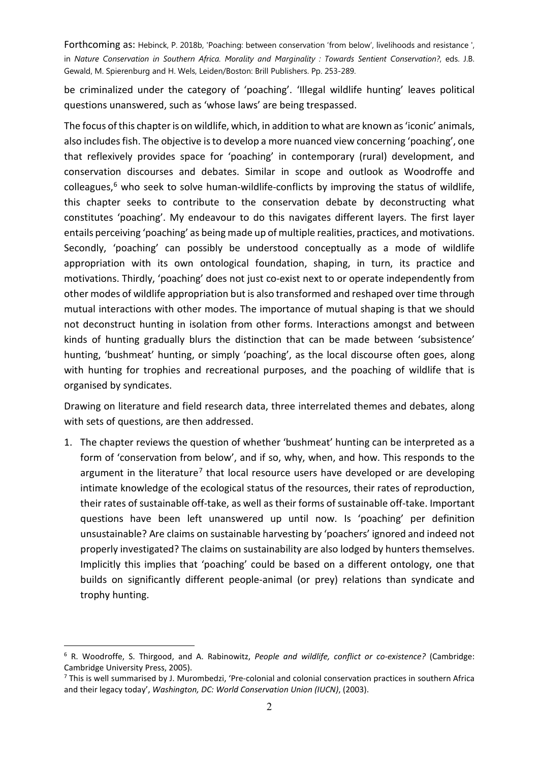be criminalized under the category of 'poaching'. 'Illegal wildlife hunting' leaves political questions unanswered, such as 'whose laws' are being trespassed.

The focus of this chapter is on wildlife, which, in addition to what are known as 'iconic' animals, also includes fish. The objective is to develop a more nuanced view concerning 'poaching', one that reflexively provides space for 'poaching' in contemporary (rural) development, and conservation discourses and debates. Similar in scope and outlook as Woodroffe and colleagues,[6] who seek to solve human-wildlife-conflicts by improving the status of wildlife, this chapter seeks to contribute to the conservation debate by deconstructing what constitutes 'poaching'. My endeavour to do this navigates different layers. The first layer entails perceiving 'poaching' as being made up of multiple realities, practices, and motivations. Secondly, 'poaching' can possibly be understood conceptually as a mode of wildlife appropriation with its own ontological foundation, shaping, in turn, its practice and motivations. Thirdly, 'poaching' does not just co-exist next to or operate independently from other modes of wildlife appropriation but is also transformed and reshaped over time through mutual interactions with other modes. The importance of mutual shaping is that we should not deconstruct hunting in isolation from other forms. Interactions amongst and between kinds of hunting gradually blurs the distinction that can be made between 'subsistence' hunting, 'bushmeat' hunting, or simply 'poaching', as the local discourse often goes, along with hunting for trophies and recreational purposes, and the poaching of wildlife that is organised by syndicates.

Drawing on literature and field research data, three interrelated themes and debates, along with sets of questions, are then addressed.

1. The chapter reviews the question of whether 'bushmeat' hunting can be interpreted as a form of 'conservation from below', and if so, why, when, and how. This responds to the argument in the literature[7] that local resource users have developed or are developing intimate knowledge of the ecological status of the resources, their rates of reproduction, their rates of sustainable off-take, as well as their forms of sustainable off-take. Important questions have been left unanswered up until now. Is 'poaching' per definition unsustainable? Are claims on sustainable harvesting by 'poachers' ignored and indeed not properly investigated? The claims on sustainability are also lodged by hunters themselves. Implicitly this implies that 'poaching' could be based on a different ontology, one that builds on significantly different people-animal (or prey) relations than syndicate and trophy hunting.

---

[6] R. Woodroffe, S. Thirgood, and A. Rabinowitz, *People and wildlife, conflict or co-existence?* (Cambridge: Cambridge University Press, 2005).

[7] This is well summarised by J. Murombedzi, 'Pre-colonial and colonial conservation practices in southern Africa and their legacy today', *Washington, DC: World Conservation Union (IUCN)*, (2003).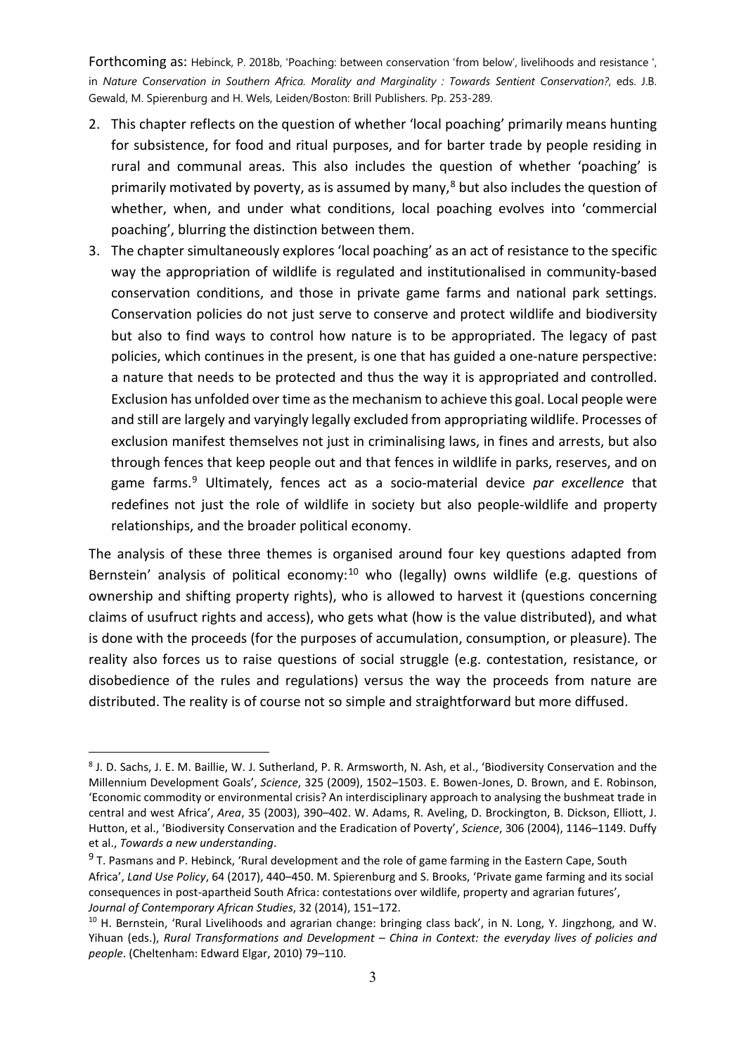Forthcoming as: Hebinck, P. 2018b, 'Poaching: between conservation 'from below', livelihoods and resistance ', in *Nature Conservation in Southern Africa. Morality and Marginality : Towards Sentient Conservation?*, eds. J.B. Gewald, M. Spierenburg and H. Wels, Leiden/Boston: Brill Publishers. Pp. 253-289.

2. This chapter reflects on the question of whether 'local poaching' primarily means hunting for subsistence, for food and ritual purposes, and for barter trade by people residing in rural and communal areas. This also includes the question of whether 'poaching' is primarily motivated by poverty, as is assumed by many,[8] but also includes the question of whether, when, and under what conditions, local poaching evolves into 'commercial poaching', blurring the distinction between them.
3. The chapter simultaneously explores 'local poaching' as an act of resistance to the specific way the appropriation of wildlife is regulated and institutionalised in community-based conservation conditions, and those in private game farms and national park settings. Conservation policies do not just serve to conserve and protect wildlife and biodiversity but also to find ways to control how nature is to be appropriated. The legacy of past policies, which continues in the present, is one that has guided a one-nature perspective: a nature that needs to be protected and thus the way it is appropriated and controlled. Exclusion has unfolded over time as the mechanism to achieve this goal. Local people were and still are largely and varyingly legally excluded from appropriating wildlife. Processes of exclusion manifest themselves not just in criminalising laws, in fines and arrests, but also through fences that keep people out and that fences in wildlife in parks, reserves, and on game farms.[9] Ultimately, fences act as a socio-material device *par excellence* that redefines not just the role of wildlife in society but also people-wildlife and property relationships, and the broader political economy.

The analysis of these three themes is organised around four key questions adapted from Bernstein' analysis of political economy:[10] who (legally) owns wildlife (e.g. questions of ownership and shifting property rights), who is allowed to harvest it (questions concerning claims of usufruct rights and access), who gets what (how is the value distributed), and what is done with the proceeds (for the purposes of accumulation, consumption, or pleasure). The reality also forces us to raise questions of social struggle (e.g. contestation, resistance, or disobedience of the rules and regulations) versus the way the proceeds from nature are distributed. The reality is of course not so simple and straightforward but more diffused.

---

[8] J. D. Sachs, J. E. M. Baillie, W. J. Sutherland, P. R. Armsworth, N. Ash, et al., 'Biodiversity Conservation and the Millennium Development Goals', *Science*, 325 (2009), 1502–1503. E. Bowen-Jones, D. Brown, and E. Robinson, 'Economic commodity or environmental crisis? An interdisciplinary approach to analysing the bushmeat trade in central and west Africa', *Area*, 35 (2003), 390–402. W. Adams, R. Aveling, D. Brockington, B. Dickson, Elliott, J. Hutton, et al., 'Biodiversity Conservation and the Eradication of Poverty', *Science*, 306 (2004), 1146–1149. Duffy et al., *Towards a new understanding*.

[9] T. Pasmans and P. Hebinck, 'Rural development and the role of game farming in the Eastern Cape, South Africa', *Land Use Policy*, 64 (2017), 440–450. M. Spierenburg and S. Brooks, 'Private game farming and its social consequences in post-apartheid South Africa: contestations over wildlife, property and agrarian futures', *Journal of Contemporary African Studies*, 32 (2014), 151–172.

[10] H. Bernstein, 'Rural Livelihoods and agrarian change: bringing class back', in N. Long, Y. Jingzhong, and W. Yihuan (eds.), *Rural Transformations and Development – China in Context: the everyday lives of policies and people*. (Cheltenham: Edward Elgar, 2010) 79–110.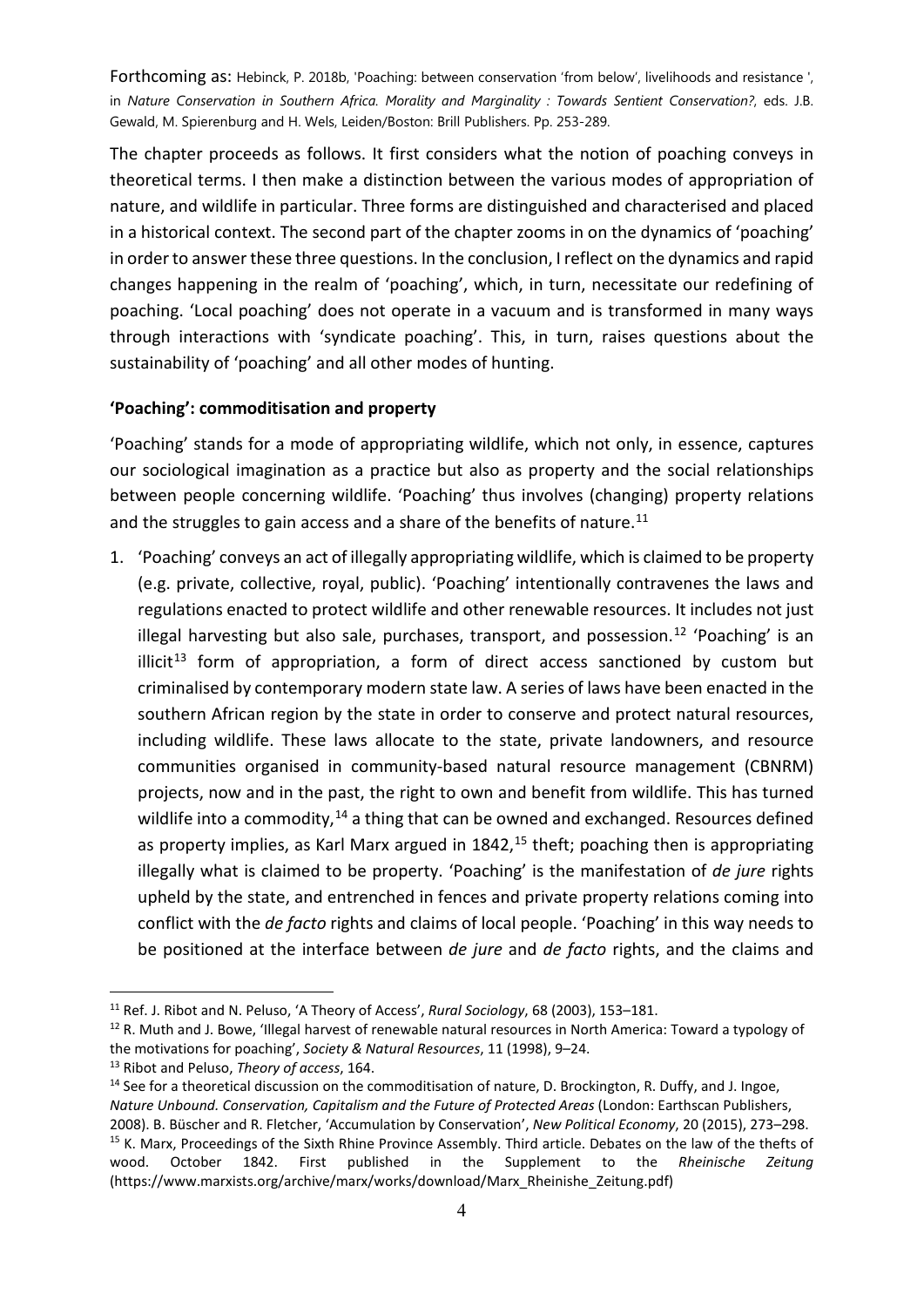Forthcoming as: Hebinck, P. 2018b, 'Poaching: between conservation 'from below', livelihoods and resistance ', in *Nature Conservation in Southern Africa. Morality and Marginality : Towards Sentient Conservation?*, eds. J.B. Gewald, M. Spierenburg and H. Wels, Leiden/Boston: Brill Publishers. Pp. 253-289.

The chapter proceeds as follows. It first considers what the notion of poaching conveys in theoretical terms. I then make a distinction between the various modes of appropriation of nature, and wildlife in particular. Three forms are distinguished and characterised and placed in a historical context. The second part of the chapter zooms in on the dynamics of 'poaching' in order to answer these three questions. In the conclusion, I reflect on the dynamics and rapid changes happening in the realm of 'poaching', which, in turn, necessitate our redefining of poaching. 'Local poaching' does not operate in a vacuum and is transformed in many ways through interactions with 'syndicate poaching'. This, in turn, raises questions about the sustainability of 'poaching' and all other modes of hunting.

**'Poaching': commoditisation and property**

'Poaching' stands for a mode of appropriating wildlife, which not only, in essence, captures our sociological imagination as a practice but also as property and the social relationships between people concerning wildlife. 'Poaching' thus involves (changing) property relations and the struggles to gain access and a share of the benefits of nature.[11]

1. 'Poaching' conveys an act of illegally appropriating wildlife, which is claimed to be property (e.g. private, collective, royal, public). 'Poaching' intentionally contravenes the laws and regulations enacted to protect wildlife and other renewable resources. It includes not just illegal harvesting but also sale, purchases, transport, and possession.[12] 'Poaching' is an illicit[13] form of appropriation, a form of direct access sanctioned by custom but criminalised by contemporary modern state law. A series of laws have been enacted in the southern African region by the state in order to conserve and protect natural resources, including wildlife. These laws allocate to the state, private landowners, and resource communities organised in community-based natural resource management (CBNRM) projects, now and in the past, the right to own and benefit from wildlife. This has turned wildlife into a commodity,[14] a thing that can be owned and exchanged. Resources defined as property implies, as Karl Marx argued in 1842,[15] theft; poaching then is appropriating illegally what is claimed to be property. 'Poaching' is the manifestation of *de jure* rights upheld by the state, and entrenched in fences and private property relations coming into conflict with the *de facto* rights and claims of local people. 'Poaching' in this way needs to be positioned at the interface between *de jure* and *de facto* rights, and the claims and

---

[11] Ref. J. Ribot and N. Peluso, 'A Theory of Access', *Rural Sociology*, 68 (2003), 153–181.

[12] R. Muth and J. Bowe, 'Illegal harvest of renewable natural resources in North America: Toward a typology of the motivations for poaching', *Society & Natural Resources*, 11 (1998), 9–24.

[13] Ribot and Peluso, *Theory of access*, 164.

[14] See for a theoretical discussion on the commoditisation of nature, D. Brockington, R. Duffy, and J. Ingoe, *Nature Unbound. Conservation, Capitalism and the Future of Protected Areas* (London: Earthscan Publishers, 2008). B. Büscher and R. Fletcher, 'Accumulation by Conservation', *New Political Economy*, 20 (2015), 273–298.

[15] K. Marx, Proceedings of the Sixth Rhine Province Assembly. Third article. Debates on the law of the thefts of wood. October 1842. First published in the Supplement to the *Rheinische Zeitung* (https://www.marxists.org/archive/marx/works/download/Marx_Rheinishe_Zeitung.pdf)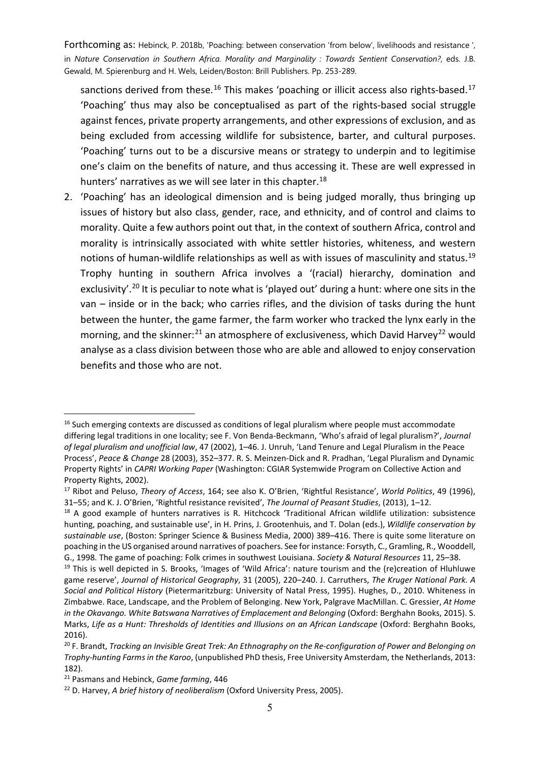sanctions derived from these.[16] This makes 'poaching or illicit access also rights-based.[17] 'Poaching' thus may also be conceptualised as part of the rights-based social struggle against fences, private property arrangements, and other expressions of exclusion, and as being excluded from accessing wildlife for subsistence, barter, and cultural purposes. 'Poaching' turns out to be a discursive means or strategy to underpin and to legitimise one's claim on the benefits of nature, and thus accessing it. These are well expressed in hunters' narratives as we will see later in this chapter.[18]

2. 'Poaching' has an ideological dimension and is being judged morally, thus bringing up issues of history but also class, gender, race, and ethnicity, and of control and claims to morality. Quite a few authors point out that, in the context of southern Africa, control and morality is intrinsically associated with white settler histories, whiteness, and western notions of human-wildlife relationships as well as with issues of masculinity and status.[19] Trophy hunting in southern Africa involves a '(racial) hierarchy, domination and exclusivity'.[20] It is peculiar to note what is 'played out' during a hunt: where one sits in the van – inside or in the back; who carries rifles, and the division of tasks during the hunt between the hunter, the game farmer, the farm worker who tracked the lynx early in the morning, and the skinner:[21] an atmosphere of exclusiveness, which David Harvey[22] would analyse as a class division between those who are able and allowed to enjoy conservation benefits and those who are not.

---

[16] Such emerging contexts are discussed as conditions of legal pluralism where people must accommodate differing legal traditions in one locality; see F. Von Benda-Beckmann, 'Who's afraid of legal pluralism?', *Journal of legal pluralism and unofficial law*, 47 (2002), 1–46. J. Unruh, 'Land Tenure and Legal Pluralism in the Peace Process', *Peace & Change* 28 (2003), 352–377. R. S. Meinzen-Dick and R. Pradhan, 'Legal Pluralism and Dynamic Property Rights' in *CAPRI Working Paper* (Washington: CGIAR Systemwide Program on Collective Action and Property Rights, 2002).

[17] Ribot and Peluso, *Theory of Access*, 164; see also K. O'Brien, 'Rightful Resistance', *World Politics*, 49 (1996), 31–55; and K. J. O'Brien, 'Rightful resistance revisited', *The Journal of Peasant Studies*, (2013), 1–12.

[18] A good example of hunters narratives is R. Hitchcock 'Traditional African wildlife utilization: subsistence hunting, poaching, and sustainable use', in H. Prins, J. Grootenhuis, and T. Dolan (eds.), *Wildlife conservation by sustainable use*, (Boston: Springer Science & Business Media, 2000) 389–416. There is quite some literature on poaching in the US organised around narratives of poachers. See for instance: Forsyth, C., Gramling, R., Wooddell, G., 1998. The game of poaching: Folk crimes in southwest Louisiana. *Society & Natural Resources* 11, 25–38.

[19] This is well depicted in S. Brooks, 'Images of 'Wild Africa': nature tourism and the (re)creation of Hluhluwe game reserve', *Journal of Historical Geography*, 31 (2005), 220–240. J. Carruthers, *The Kruger National Park. A Social and Political History* (Pietermaritzburg: University of Natal Press, 1995). Hughes, D., 2010. Whiteness in Zimbabwe. Race, Landscape, and the Problem of Belonging. New York, Palgrave MacMillan. C. Gressier, *At Home in the Okavango. White Batswana Narratives of Emplacement and Belonging* (Oxford: Berghahn Books, 2015). S. Marks, *Life as a Hunt: Thresholds of Identities and Illusions on an African Landscape* (Oxford: Berghahn Books, 2016).

[20] F. Brandt, *Tracking an Invisible Great Trek: An Ethnography on the Re-configuration of Power and Belonging on Trophy-hunting Farms in the Karoo*, (unpublished PhD thesis, Free University Amsterdam, the Netherlands, 2013: 182).

[21] Pasmans and Hebinck, *Game farming*, 446

[22] D. Harvey, *A brief history of neoliberalism* (Oxford University Press, 2005).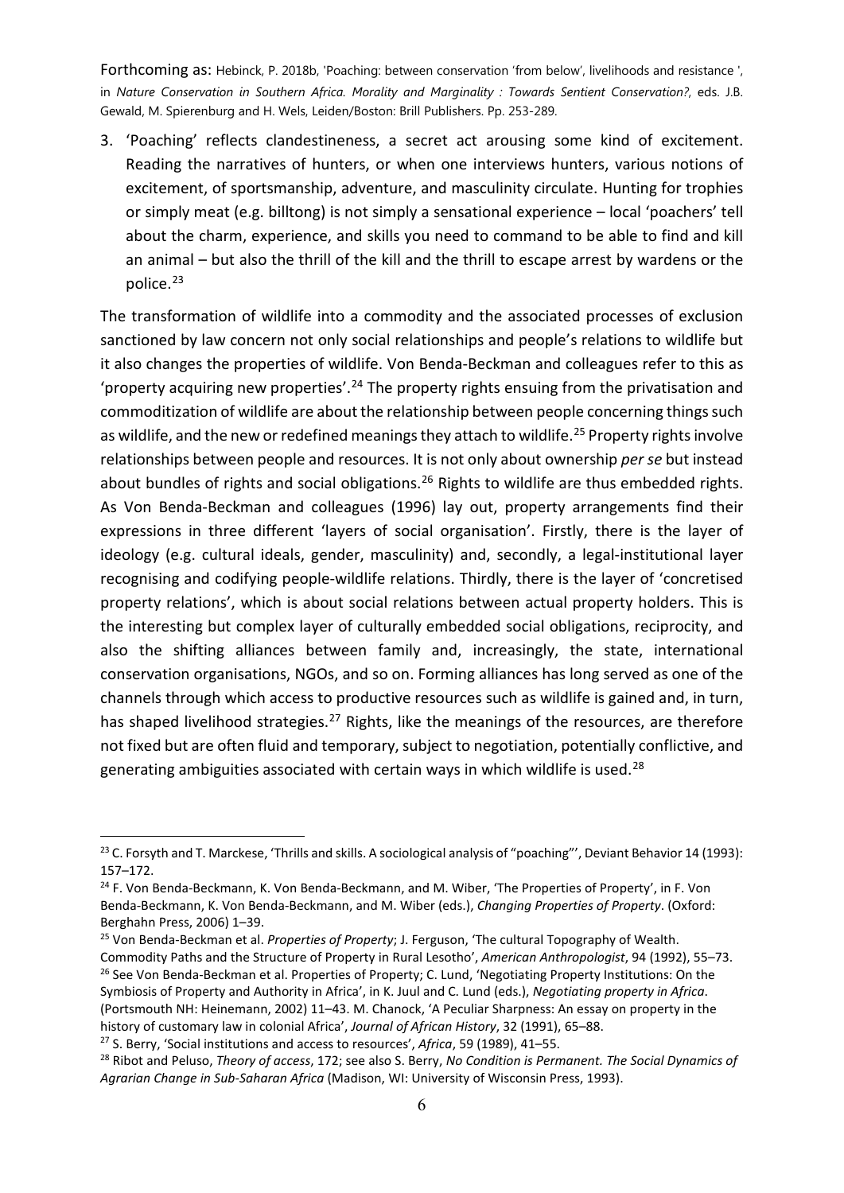Forthcoming as: Hebinck, P. 2018b, 'Poaching: between conservation 'from below', livelihoods and resistance ', in *Nature Conservation in Southern Africa. Morality and Marginality : Towards Sentient Conservation?*, eds. J.B. Gewald, M. Spierenburg and H. Wels, Leiden/Boston: Brill Publishers. Pp. 253-289.

3. 'Poaching' reflects clandestineness, a secret act arousing some kind of excitement. Reading the narratives of hunters, or when one interviews hunters, various notions of excitement, of sportsmanship, adventure, and masculinity circulate. Hunting for trophies or simply meat (e.g. billtong) is not simply a sensational experience – local 'poachers' tell about the charm, experience, and skills you need to command to be able to find and kill an animal – but also the thrill of the kill and the thrill to escape arrest by wardens or the police.[23]

The transformation of wildlife into a commodity and the associated processes of exclusion sanctioned by law concern not only social relationships and people's relations to wildlife but it also changes the properties of wildlife. Von Benda-Beckman and colleagues refer to this as 'property acquiring new properties'.[24] The property rights ensuing from the privatisation and commoditization of wildlife are about the relationship between people concerning things such as wildlife, and the new or redefined meanings they attach to wildlife.[25] Property rights involve relationships between people and resources. It is not only about ownership *per se* but instead about bundles of rights and social obligations.[26] Rights to wildlife are thus embedded rights. As Von Benda-Beckman and colleagues (1996) lay out, property arrangements find their expressions in three different 'layers of social organisation'. Firstly, there is the layer of ideology (e.g. cultural ideals, gender, masculinity) and, secondly, a legal-institutional layer recognising and codifying people-wildlife relations. Thirdly, there is the layer of 'concretised property relations', which is about social relations between actual property holders. This is the interesting but complex layer of culturally embedded social obligations, reciprocity, and also the shifting alliances between family and, increasingly, the state, international conservation organisations, NGOs, and so on. Forming alliances has long served as one of the channels through which access to productive resources such as wildlife is gained and, in turn, has shaped livelihood strategies.[27] Rights, like the meanings of the resources, are therefore not fixed but are often fluid and temporary, subject to negotiation, potentially conflictive, and generating ambiguities associated with certain ways in which wildlife is used.[28]

---

[23] C. Forsyth and T. Marckese, 'Thrills and skills. A sociological analysis of "poaching"', Deviant Behavior 14 (1993): 157–172.

[24] F. Von Benda-Beckmann, K. Von Benda-Beckmann, and M. Wiber, 'The Properties of Property', in F. Von Benda-Beckmann, K. Von Benda-Beckmann, and M. Wiber (eds.), *Changing Properties of Property*. (Oxford: Berghahn Press, 2006) 1–39.

[25] Von Benda-Beckman et al. *Properties of Property*; J. Ferguson, 'The cultural Topography of Wealth. Commodity Paths and the Structure of Property in Rural Lesotho', *American Anthropologist*, 94 (1992), 55–73.

[26] See Von Benda-Beckman et al. Properties of Property; C. Lund, 'Negotiating Property Institutions: On the Symbiosis of Property and Authority in Africa', in K. Juul and C. Lund (eds.), *Negotiating property in Africa*. (Portsmouth NH: Heinemann, 2002) 11–43. M. Chanock, 'A Peculiar Sharpness: An essay on property in the history of customary law in colonial Africa', *Journal of African History*, 32 (1991), 65–88.

[27] S. Berry, 'Social institutions and access to resources', *Africa*, 59 (1989), 41–55.

[28] Ribot and Peluso, *Theory of access*, 172; see also S. Berry, *No Condition is Permanent. The Social Dynamics of Agrarian Change in Sub-Saharan Africa* (Madison, WI: University of Wisconsin Press, 1993).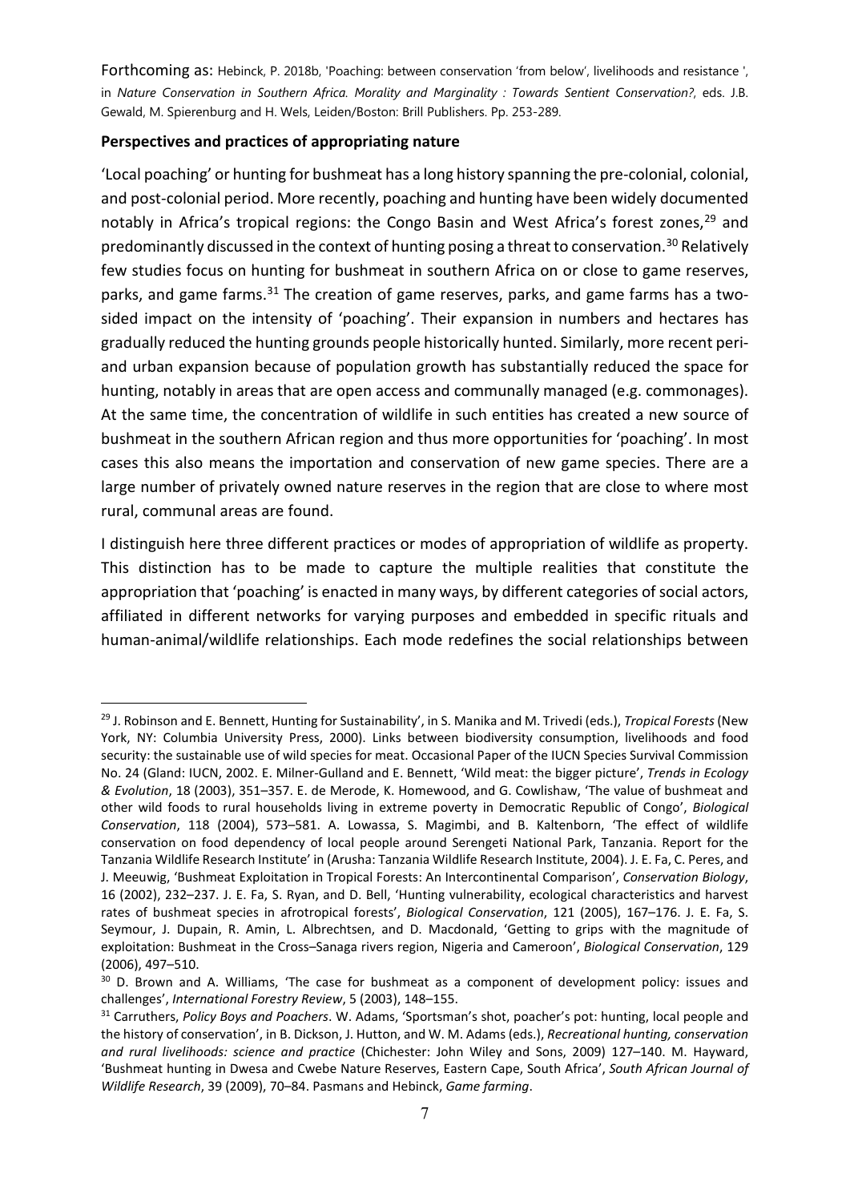Forthcoming as: Hebinck, P. 2018b, 'Poaching: between conservation 'from below', livelihoods and resistance ', in *Nature Conservation in Southern Africa. Morality and Marginality : Towards Sentient Conservation?*, eds. J.B. Gewald, M. Spierenburg and H. Wels, Leiden/Boston: Brill Publishers. Pp. 253-289.

**Perspectives and practices of appropriating nature**

'Local poaching' or hunting for bushmeat has a long history spanning the pre-colonial, colonial, and post-colonial period. More recently, poaching and hunting have been widely documented notably in Africa's tropical regions: the Congo Basin and West Africa's forest zones,[29] and predominantly discussed in the context of hunting posing a threat to conservation.[30] Relatively few studies focus on hunting for bushmeat in southern Africa on or close to game reserves, parks, and game farms.[31] The creation of game reserves, parks, and game farms has a two-sided impact on the intensity of 'poaching'. Their expansion in numbers and hectares has gradually reduced the hunting grounds people historically hunted. Similarly, more recent peri- and urban expansion because of population growth has substantially reduced the space for hunting, notably in areas that are open access and communally managed (e.g. commonages). At the same time, the concentration of wildlife in such entities has created a new source of bushmeat in the southern African region and thus more opportunities for 'poaching'. In most cases this also means the importation and conservation of new game species. There are a large number of privately owned nature reserves in the region that are close to where most rural, communal areas are found.

I distinguish here three different practices or modes of appropriation of wildlife as property. This distinction has to be made to capture the multiple realities that constitute the appropriation that 'poaching' is enacted in many ways, by different categories of social actors, affiliated in different networks for varying purposes and embedded in specific rituals and human-animal/wildlife relationships. Each mode redefines the social relationships between

---

[29] J. Robinson and E. Bennett, Hunting for Sustainability', in S. Manika and M. Trivedi (eds.), *Tropical Forests* (New York, NY: Columbia University Press, 2000). Links between biodiversity consumption, livelihoods and food security: the sustainable use of wild species for meat. Occasional Paper of the IUCN Species Survival Commission No. 24 (Gland: IUCN, 2002. E. Milner-Gulland and E. Bennett, 'Wild meat: the bigger picture', *Trends in Ecology & Evolution*, 18 (2003), 351–357. E. de Merode, K. Homewood, and G. Cowlishaw, 'The value of bushmeat and other wild foods to rural households living in extreme poverty in Democratic Republic of Congo', *Biological Conservation*, 118 (2004), 573–581. A. Lowassa, S. Magimbi, and B. Kaltenborn, 'The effect of wildlife conservation on food dependency of local people around Serengeti National Park, Tanzania. Report for the Tanzania Wildlife Research Institute' in (Arusha: Tanzania Wildlife Research Institute, 2004). J. E. Fa, C. Peres, and J. Meeuwig, 'Bushmeat Exploitation in Tropical Forests: An Intercontinental Comparison', *Conservation Biology*, 16 (2002), 232–237. J. E. Fa, S. Ryan, and D. Bell, 'Hunting vulnerability, ecological characteristics and harvest rates of bushmeat species in afrotropical forests', *Biological Conservation*, 121 (2005), 167–176. J. E. Fa, S. Seymour, J. Dupain, R. Amin, L. Albrechtsen, and D. Macdonald, 'Getting to grips with the magnitude of exploitation: Bushmeat in the Cross–Sanaga rivers region, Nigeria and Cameroon', *Biological Conservation*, 129 (2006), 497–510.

[30] D. Brown and A. Williams, 'The case for bushmeat as a component of development policy: issues and challenges', *International Forestry Review*, 5 (2003), 148–155.

[31] Carruthers, *Policy Boys and Poachers*. W. Adams, 'Sportsman's shot, poacher's pot: hunting, local people and the history of conservation', in B. Dickson, J. Hutton, and W. M. Adams (eds.), *Recreational hunting, conservation and rural livelihoods: science and practice* (Chichester: John Wiley and Sons, 2009) 127–140. M. Hayward, 'Bushmeat hunting in Dwesa and Cwebe Nature Reserves, Eastern Cape, South Africa', *South African Journal of Wildlife Research*, 39 (2009), 70–84. Pasmans and Hebinck, *Game farming*.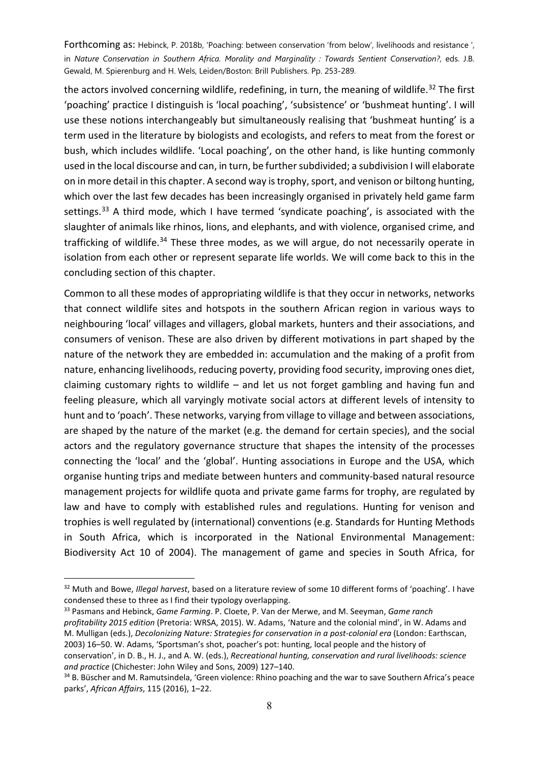Forthcoming as: Hebinck, P. 2018b, 'Poaching: between conservation 'from below', livelihoods and resistance ', in *Nature Conservation in Southern Africa. Morality and Marginality : Towards Sentient Conservation?*, eds. J.B. Gewald, M. Spierenburg and H. Wels, Leiden/Boston: Brill Publishers. Pp. 253-289.

the actors involved concerning wildlife, redefining, in turn, the meaning of wildlife.[32] The first 'poaching' practice I distinguish is 'local poaching', 'subsistence' or 'bushmeat hunting'. I will use these notions interchangeably but simultaneously realising that 'bushmeat hunting' is a term used in the literature by biologists and ecologists, and refers to meat from the forest or bush, which includes wildlife. 'Local poaching', on the other hand, is like hunting commonly used in the local discourse and can, in turn, be further subdivided; a subdivision I will elaborate on in more detail in this chapter. A second way is trophy, sport, and venison or biltong hunting, which over the last few decades has been increasingly organised in privately held game farm settings.[33] A third mode, which I have termed 'syndicate poaching', is associated with the slaughter of animals like rhinos, lions, and elephants, and with violence, organised crime, and trafficking of wildlife.[34] These three modes, as we will argue, do not necessarily operate in isolation from each other or represent separate life worlds. We will come back to this in the concluding section of this chapter.

Common to all these modes of appropriating wildlife is that they occur in networks, networks that connect wildlife sites and hotspots in the southern African region in various ways to neighbouring 'local' villages and villagers, global markets, hunters and their associations, and consumers of venison. These are also driven by different motivations in part shaped by the nature of the network they are embedded in: accumulation and the making of a profit from nature, enhancing livelihoods, reducing poverty, providing food security, improving ones diet, claiming customary rights to wildlife – and let us not forget gambling and having fun and feeling pleasure, which all varyingly motivate social actors at different levels of intensity to hunt and to 'poach'. These networks, varying from village to village and between associations, are shaped by the nature of the market (e.g. the demand for certain species), and the social actors and the regulatory governance structure that shapes the intensity of the processes connecting the 'local' and the 'global'. Hunting associations in Europe and the USA, which organise hunting trips and mediate between hunters and community-based natural resource management projects for wildlife quota and private game farms for trophy, are regulated by law and have to comply with established rules and regulations. Hunting for venison and trophies is well regulated by (international) conventions (e.g. Standards for Hunting Methods in South Africa, which is incorporated in the National Environmental Management: Biodiversity Act 10 of 2004). The management of game and species in South Africa, for

---

[32] Muth and Bowe, *Illegal harvest*, based on a literature review of some 10 different forms of 'poaching'. I have condensed these to three as I find their typology overlapping.

[33] Pasmans and Hebinck, *Game Farming*. P. Cloete, P. Van der Merwe, and M. Seeyman, *Game ranch profitability 2015 edition* (Pretoria: WRSA, 2015). W. Adams, 'Nature and the colonial mind', in W. Adams and M. Mulligan (eds.), *Decolonizing Nature: Strategies for conservation in a post-colonial era* (London: Earthscan, 2003) 16–50. W. Adams, 'Sportsman's shot, poacher's pot: hunting, local people and the history of conservation', in D. B., H. J., and A. W. (eds.), *Recreational hunting, conservation and rural livelihoods: science and practice* (Chichester: John Wiley and Sons, 2009) 127–140.

[34] B. Büscher and M. Ramutsindela, 'Green violence: Rhino poaching and the war to save Southern Africa's peace parks', *African Affairs*, 115 (2016), 1–22.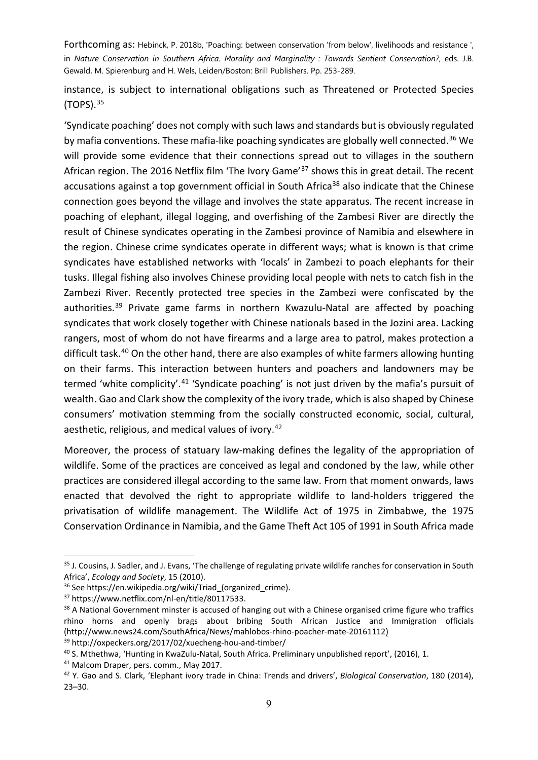instance, is subject to international obligations such as Threatened or Protected Species (TOPS).[35]

'Syndicate poaching' does not comply with such laws and standards but is obviously regulated by mafia conventions. These mafia-like poaching syndicates are globally well connected.[36] We will provide some evidence that their connections spread out to villages in the southern African region. The 2016 Netflix film 'The Ivory Game'[37] shows this in great detail. The recent accusations against a top government official in South Africa[38] also indicate that the Chinese connection goes beyond the village and involves the state apparatus. The recent increase in poaching of elephant, illegal logging, and overfishing of the Zambesi River are directly the result of Chinese syndicates operating in the Zambesi province of Namibia and elsewhere in the region. Chinese crime syndicates operate in different ways; what is known is that crime syndicates have established networks with 'locals' in Zambezi to poach elephants for their tusks. Illegal fishing also involves Chinese providing local people with nets to catch fish in the Zambezi River. Recently protected tree species in the Zambezi were confiscated by the authorities.[39] Private game farms in northern Kwazulu-Natal are affected by poaching syndicates that work closely together with Chinese nationals based in the Jozini area. Lacking rangers, most of whom do not have firearms and a large area to patrol, makes protection a difficult task.[40] On the other hand, there are also examples of white farmers allowing hunting on their farms. This interaction between hunters and poachers and landowners may be termed 'white complicity'.[41] 'Syndicate poaching' is not just driven by the mafia's pursuit of wealth. Gao and Clark show the complexity of the ivory trade, which is also shaped by Chinese consumers' motivation stemming from the socially constructed economic, social, cultural, aesthetic, religious, and medical values of ivory.[42]

Moreover, the process of statuary law-making defines the legality of the appropriation of wildlife. Some of the practices are conceived as legal and condoned by the law, while other practices are considered illegal according to the same law. From that moment onwards, laws enacted that devolved the right to appropriate wildlife to land-holders triggered the privatisation of wildlife management. The Wildlife Act of 1975 in Zimbabwe, the 1975 Conservation Ordinance in Namibia, and the Game Theft Act 105 of 1991 in South Africa made

---

[35] J. Cousins, J. Sadler, and J. Evans, 'The challenge of regulating private wildlife ranches for conservation in South Africa', *Ecology and Society*, 15 (2010).

[36] See https://en.wikipedia.org/wiki/Triad_(organized_crime).

[37] https://www.netflix.com/nl-en/title/80117533.

[38] A National Government minster is accused of hanging out with a Chinese organised crime figure who traffics rhino horns and openly brags about bribing South African Justice and Immigration officials (http://www.news24.com/SouthAfrica/News/mahlobos-rhino-poacher-mate-20161112)

[39] http://oxpeckers.org/2017/02/xuecheng-hou-and-timber/

[40] S. Mthethwa, 'Hunting in KwaZulu-Natal, South Africa. Preliminary unpublished report', (2016), 1.

[41] Malcom Draper, pers. comm., May 2017.

[42] Y. Gao and S. Clark, 'Elephant ivory trade in China: Trends and drivers', *Biological Conservation*, 180 (2014), 23–30.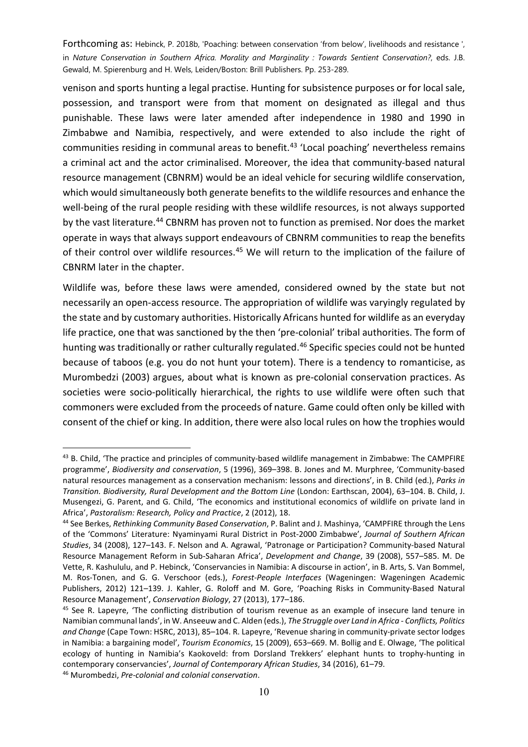venison and sports hunting a legal practise. Hunting for subsistence purposes or for local sale, possession, and transport were from that moment on designated as illegal and thus punishable. These laws were later amended after independence in 1980 and 1990 in Zimbabwe and Namibia, respectively, and were extended to also include the right of communities residing in communal areas to benefit.[43] 'Local poaching' nevertheless remains a criminal act and the actor criminalised. Moreover, the idea that community-based natural resource management (CBNRM) would be an ideal vehicle for securing wildlife conservation, which would simultaneously both generate benefits to the wildlife resources and enhance the well-being of the rural people residing with these wildlife resources, is not always supported by the vast literature.[44] CBNRM has proven not to function as premised. Nor does the market operate in ways that always support endeavours of CBNRM communities to reap the benefits of their control over wildlife resources.[45] We will return to the implication of the failure of CBNRM later in the chapter.

Wildlife was, before these laws were amended, considered owned by the state but not necessarily an open-access resource. The appropriation of wildlife was varyingly regulated by the state and by customary authorities. Historically Africans hunted for wildlife as an everyday life practice, one that was sanctioned by the then 'pre-colonial' tribal authorities. The form of hunting was traditionally or rather culturally regulated.[46] Specific species could not be hunted because of taboos (e.g. you do not hunt your totem). There is a tendency to romanticise, as Murombedzi (2003) argues, about what is known as pre-colonial conservation practices. As societies were socio-politically hierarchical, the rights to use wildlife were often such that commoners were excluded from the proceeds of nature. Game could often only be killed with consent of the chief or king. In addition, there were also local rules on how the trophies would

---

[43] B. Child, 'The practice and principles of community-based wildlife management in Zimbabwe: The CAMPFIRE programme', *Biodiversity and conservation*, 5 (1996), 369–398. B. Jones and M. Murphree, 'Community-based natural resources management as a conservation mechanism: lessons and directions', in B. Child (ed.), *Parks in Transition. Biodiversity, Rural Development and the Bottom Line* (London: Earthscan, 2004), 63–104. B. Child, J. Musengezi, G. Parent, and G. Child, 'The economics and institutional economics of wildlife on private land in Africa', *Pastoralism: Research, Policy and Practice*, 2 (2012), 18.

[44] See Berkes, *Rethinking Community Based Conservation*, P. Balint and J. Mashinya, 'CAMPFIRE through the Lens of the 'Commons' Literature: Nyaminyami Rural District in Post-2000 Zimbabwe', *Journal of Southern African Studies*, 34 (2008), 127–143. F. Nelson and A. Agrawal, 'Patronage or Participation? Community-based Natural Resource Management Reform in Sub-Saharan Africa', *Development and Change*, 39 (2008), 557–585. M. De Vette, R. Kashululu, and P. Hebinck, 'Conservancies in Namibia: A discourse in action', in B. Arts, S. Van Bommel, M. Ros-Tonen, and G. G. Verschoor (eds.), *Forest-People Interfaces* (Wageningen: Wageningen Academic Publishers, 2012) 121–139. J. Kahler, G. Roloff and M. Gore, 'Poaching Risks in Community-Based Natural Resource Management', *Conservation Biology*, 27 (2013), 177–186.

[45] See R. Lapeyre, 'The conflicting distribution of tourism revenue as an example of insecure land tenure in Namibian communal lands', in W. Anseeuw and C. Alden (eds.), *The Struggle over Land in Africa - Conflicts, Politics and Change* (Cape Town: HSRC, 2013), 85–104. R. Lapeyre, 'Revenue sharing in community-private sector lodges in Namibia: a bargaining model', *Tourism Economics*, 15 (2009), 653–669. M. Bollig and E. Olwage, 'The political ecology of hunting in Namibia's Kaokoveld: from Dorsland Trekkers' elephant hunts to trophy-hunting in contemporary conservancies', *Journal of Contemporary African Studies*, 34 (2016), 61–79.

[46] Murombedzi, *Pre-colonial and colonial conservation*.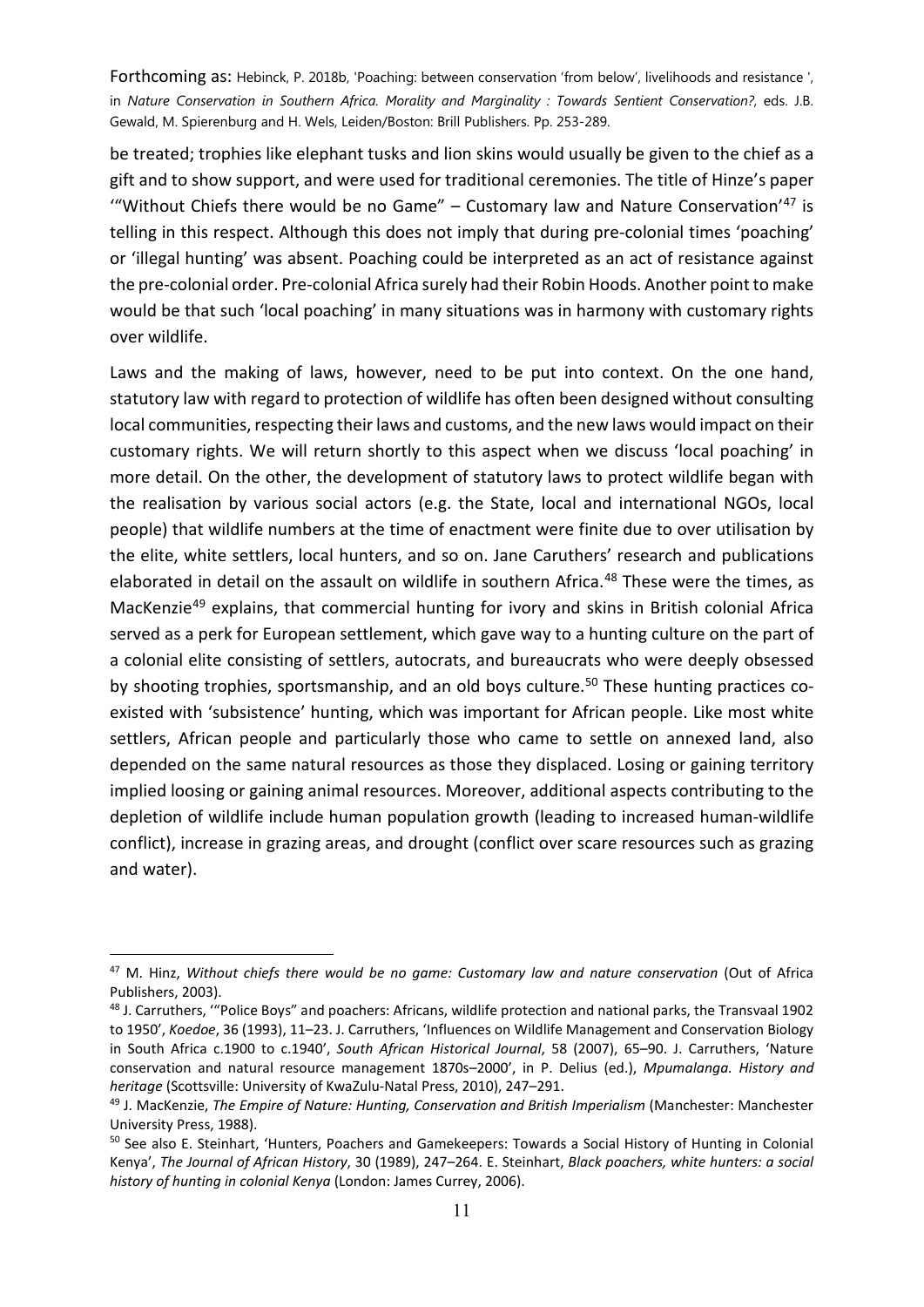be treated; trophies like elephant tusks and lion skins would usually be given to the chief as a gift and to show support, and were used for traditional ceremonies. The title of Hinze's paper '"Without Chiefs there would be no Game" – Customary law and Nature Conservation'[47] is telling in this respect. Although this does not imply that during pre-colonial times 'poaching' or 'illegal hunting' was absent. Poaching could be interpreted as an act of resistance against the pre-colonial order. Pre-colonial Africa surely had their Robin Hoods. Another point to make would be that such 'local poaching' in many situations was in harmony with customary rights over wildlife.

Laws and the making of laws, however, need to be put into context. On the one hand, statutory law with regard to protection of wildlife has often been designed without consulting local communities, respecting their laws and customs, and the new laws would impact on their customary rights. We will return shortly to this aspect when we discuss 'local poaching' in more detail. On the other, the development of statutory laws to protect wildlife began with the realisation by various social actors (e.g. the State, local and international NGOs, local people) that wildlife numbers at the time of enactment were finite due to over utilisation by the elite, white settlers, local hunters, and so on. Jane Caruthers' research and publications elaborated in detail on the assault on wildlife in southern Africa.[48] These were the times, as MacKenzie[49] explains, that commercial hunting for ivory and skins in British colonial Africa served as a perk for European settlement, which gave way to a hunting culture on the part of a colonial elite consisting of settlers, autocrats, and bureaucrats who were deeply obsessed by shooting trophies, sportsmanship, and an old boys culture.[50] These hunting practices co-existed with 'subsistence' hunting, which was important for African people. Like most white settlers, African people and particularly those who came to settle on annexed land, also depended on the same natural resources as those they displaced. Losing or gaining territory implied loosing or gaining animal resources. Moreover, additional aspects contributing to the depletion of wildlife include human population growth (leading to increased human-wildlife conflict), increase in grazing areas, and drought (conflict over scare resources such as grazing and water).

---

[47] M. Hinz, *Without chiefs there would be no game: Customary law and nature conservation* (Out of Africa Publishers, 2003).

[48] J. Carruthers, '"Police Boys" and poachers: Africans, wildlife protection and national parks, the Transvaal 1902 to 1950', *Koedoe*, 36 (1993), 11–23. J. Carruthers, 'Influences on Wildlife Management and Conservation Biology in South Africa c.1900 to c.1940', *South African Historical Journal*, 58 (2007), 65–90. J. Carruthers, 'Nature conservation and natural resource management 1870s–2000', in P. Delius (ed.), *Mpumalanga. History and heritage* (Scottsville: University of KwaZulu-Natal Press, 2010), 247–291.

[49] J. MacKenzie, *The Empire of Nature: Hunting, Conservation and British Imperialism* (Manchester: Manchester University Press, 1988).

[50] See also E. Steinhart, 'Hunters, Poachers and Gamekeepers: Towards a Social History of Hunting in Colonial Kenya', *The Journal of African History*, 30 (1989), 247–264. E. Steinhart, *Black poachers, white hunters: a social history of hunting in colonial Kenya* (London: James Currey, 2006).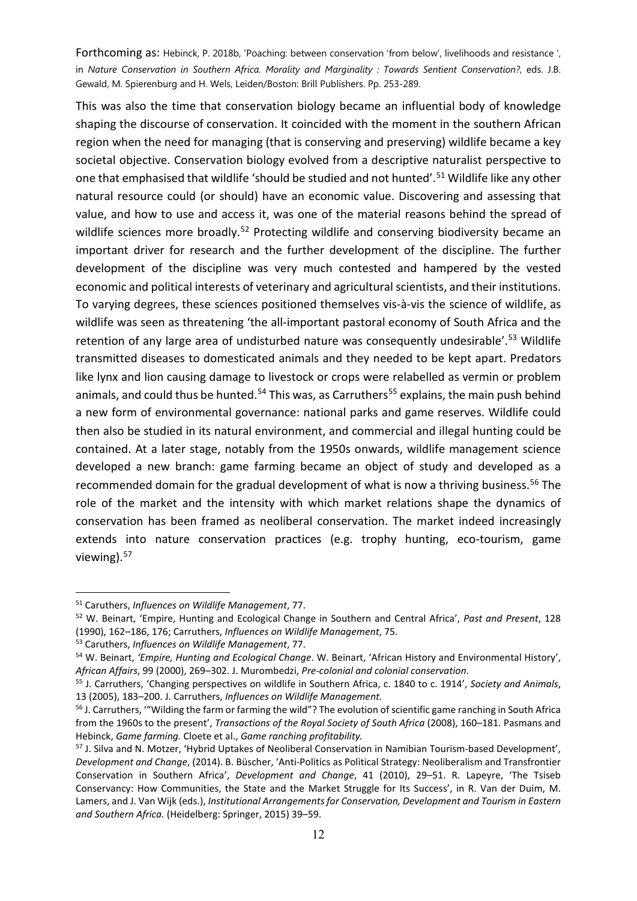This was also the time that conservation biology became an influential body of knowledge shaping the discourse of conservation. It coincided with the moment in the southern African region when the need for managing (that is conserving and preserving) wildlife became a key societal objective. Conservation biology evolved from a descriptive naturalist perspective to one that emphasised that wildlife 'should be studied and not hunted'.[51] Wildlife like any other natural resource could (or should) have an economic value. Discovering and assessing that value, and how to use and access it, was one of the material reasons behind the spread of wildlife sciences more broadly.[52] Protecting wildlife and conserving biodiversity became an important driver for research and the further development of the discipline. The further development of the discipline was very much contested and hampered by the vested economic and political interests of veterinary and agricultural scientists, and their institutions. To varying degrees, these sciences positioned themselves vis-à-vis the science of wildlife, as wildlife was seen as threatening 'the all-important pastoral economy of South Africa and the retention of any large area of undisturbed nature was consequently undesirable'.[53] Wildlife transmitted diseases to domesticated animals and they needed to be kept apart. Predators like lynx and lion causing damage to livestock or crops were relabelled as vermin or problem animals, and could thus be hunted.[54] This was, as Carruthers[55] explains, the main push behind a new form of environmental governance: national parks and game reserves. Wildlife could then also be studied in its natural environment, and commercial and illegal hunting could be contained. At a later stage, notably from the 1950s onwards, wildlife management science developed a new branch: game farming became an object of study and developed as a recommended domain for the gradual development of what is now a thriving business.[56] The role of the market and the intensity with which market relations shape the dynamics of conservation has been framed as neoliberal conservation. The market indeed increasingly extends into nature conservation practices (e.g. trophy hunting, eco-tourism, game viewing).[57]

---

[51] Caruthers, *Influences on Wildlife Management*, 77.

[52] W. Beinart, 'Empire, Hunting and Ecological Change in Southern and Central Africa', *Past and Present*, 128 (1990), 162–186, 176; Carruthers, *Influences on Wildlife Management*, 75.

[53] Caruthers, *Influences on Wildlife Management*, 77.

[54] W. Beinart, *'Empire, Hunting and Ecological Change*. W. Beinart, 'African History and Environmental History', *African Affairs*, 99 (2000), 269–302. J. Murombedzi, *Pre-colonial and colonial conservation*.

[55] J. Carruthers, 'Changing perspectives on wildlife in Southern Africa, c. 1840 to c. 1914', *Society and Animals*, 13 (2005), 183–200. J. Carruthers, *Influences on Wildlife Management.*

[56] J. Carruthers, '"Wilding the farm or farming the wild"? The evolution of scientific game ranching in South Africa from the 1960s to the present', *Transactions of the Royal Society of South Africa* (2008), 160–181. Pasmans and Hebinck, *Game farming.* Cloete et al., *Game ranching profitability.*

[57] J. Silva and N. Motzer, 'Hybrid Uptakes of Neoliberal Conservation in Namibian Tourism-based Development', *Development and Change*, (2014). B. Büscher, 'Anti-Politics as Political Strategy: Neoliberalism and Transfrontier Conservation in Southern Africa', *Development and Change*, 41 (2010), 29–51. R. Lapeyre, 'The Tsiseb Conservancy: How Communities, the State and the Market Struggle for Its Success', in R. Van der Duim, M. Lamers, and J. Van Wijk (eds.), *Institutional Arrangements for Conservation, Development and Tourism in Eastern and Southern Africa.* (Heidelberg: Springer, 2015) 39–59.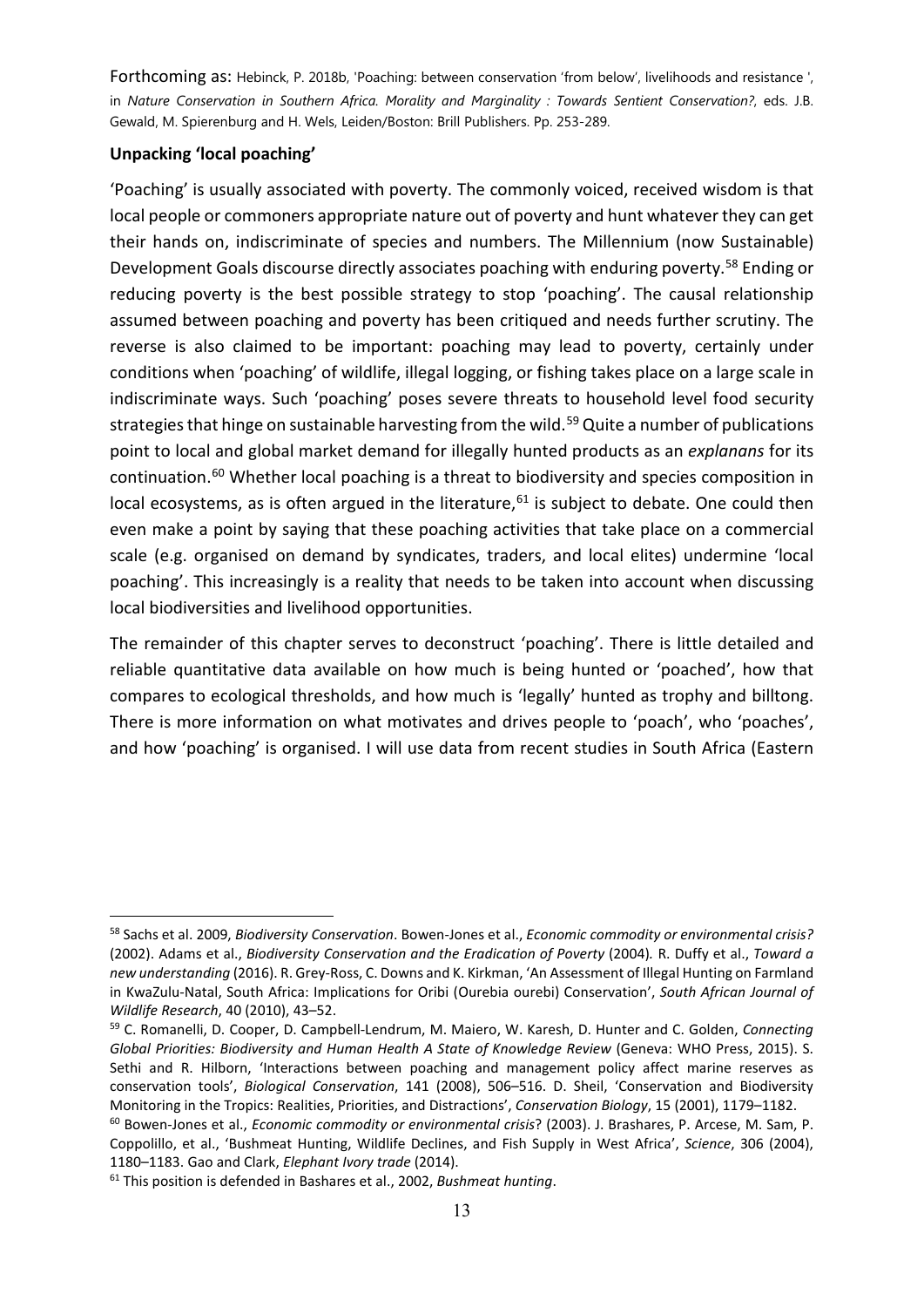Forthcoming as: Hebinck, P. 2018b, 'Poaching: between conservation 'from below', livelihoods and resistance ', in *Nature Conservation in Southern Africa. Morality and Marginality : Towards Sentient Conservation?*, eds. J.B. Gewald, M. Spierenburg and H. Wels, Leiden/Boston: Brill Publishers. Pp. 253-289.

**Unpacking 'local poaching'**

'Poaching' is usually associated with poverty. The commonly voiced, received wisdom is that local people or commoners appropriate nature out of poverty and hunt whatever they can get their hands on, indiscriminate of species and numbers. The Millennium (now Sustainable) Development Goals discourse directly associates poaching with enduring poverty.[58] Ending or reducing poverty is the best possible strategy to stop 'poaching'. The causal relationship assumed between poaching and poverty has been critiqued and needs further scrutiny. The reverse is also claimed to be important: poaching may lead to poverty, certainly under conditions when 'poaching' of wildlife, illegal logging, or fishing takes place on a large scale in indiscriminate ways. Such 'poaching' poses severe threats to household level food security strategies that hinge on sustainable harvesting from the wild.[59] Quite a number of publications point to local and global market demand for illegally hunted products as an *explanans* for its continuation.[60] Whether local poaching is a threat to biodiversity and species composition in local ecosystems, as is often argued in the literature,[61] is subject to debate. One could then even make a point by saying that these poaching activities that take place on a commercial scale (e.g. organised on demand by syndicates, traders, and local elites) undermine 'local poaching'. This increasingly is a reality that needs to be taken into account when discussing local biodiversities and livelihood opportunities.

The remainder of this chapter serves to deconstruct 'poaching'. There is little detailed and reliable quantitative data available on how much is being hunted or 'poached', how that compares to ecological thresholds, and how much is 'legally' hunted as trophy and billtong. There is more information on what motivates and drives people to 'poach', who 'poaches', and how 'poaching' is organised. I will use data from recent studies in South Africa (Eastern

---

[58] Sachs et al. 2009, *Biodiversity Conservation*. Bowen-Jones et al., *Economic commodity or environmental crisis?* (2002). Adams et al., *Biodiversity Conservation and the Eradication of Poverty* (2004)*.* R. Duffy et al., *Toward a new understanding* (2016). R. Grey-Ross, C. Downs and K. Kirkman, 'An Assessment of Illegal Hunting on Farmland in KwaZulu-Natal, South Africa: Implications for Oribi (Ourebia ourebi) Conservation', *South African Journal of Wildlife Research*, 40 (2010), 43–52.

[59] C. Romanelli, D. Cooper, D. Campbell-Lendrum, M. Maiero, W. Karesh, D. Hunter and C. Golden, *Connecting Global Priorities: Biodiversity and Human Health A State of Knowledge Review* (Geneva: WHO Press, 2015). S. Sethi and R. Hilborn, 'Interactions between poaching and management policy affect marine reserves as conservation tools', *Biological Conservation*, 141 (2008), 506–516. D. Sheil, 'Conservation and Biodiversity Monitoring in the Tropics: Realities, Priorities, and Distractions', *Conservation Biology*, 15 (2001), 1179–1182.

[60] Bowen-Jones et al., *Economic commodity or environmental crisis*? (2003). J. Brashares, P. Arcese, M. Sam, P. Coppolillo, et al., 'Bushmeat Hunting, Wildlife Declines, and Fish Supply in West Africa', *Science*, 306 (2004), 1180–1183. Gao and Clark, *Elephant Ivory trade* (2014).

[61] This position is defended in Bashares et al., 2002, *Bushmeat hunting*.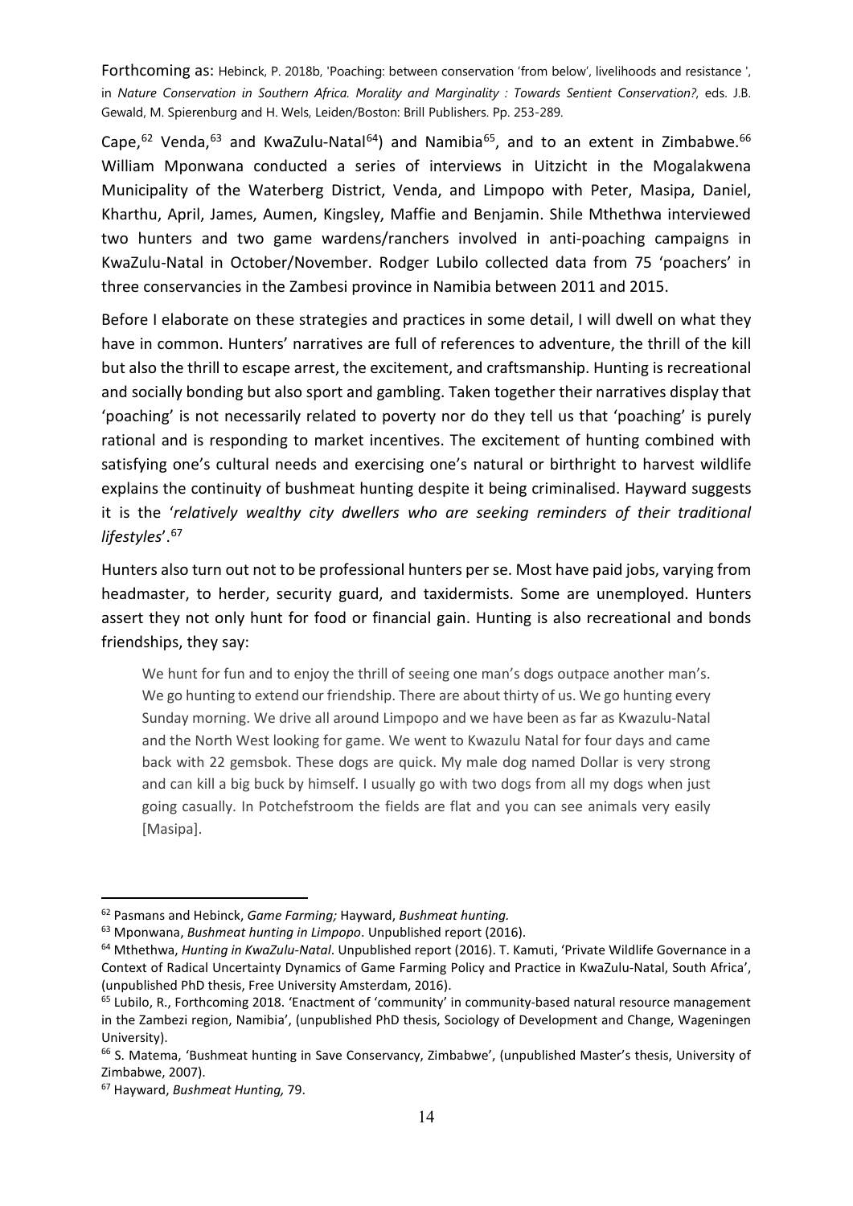Cape,[62] Venda,[63] and KwaZulu-Natal[64]) and Namibia[65], and to an extent in Zimbabwe.[66] William Mponwana conducted a series of interviews in Uitzicht in the Mogalakwena Municipality of the Waterberg District, Venda, and Limpopo with Peter, Masipa, Daniel, Kharthu, April, James, Aumen, Kingsley, Maffie and Benjamin. Shile Mthethwa interviewed two hunters and two game wardens/ranchers involved in anti-poaching campaigns in KwaZulu-Natal in October/November. Rodger Lubilo collected data from 75 'poachers' in three conservancies in the Zambesi province in Namibia between 2011 and 2015.

Before I elaborate on these strategies and practices in some detail, I will dwell on what they have in common. Hunters' narratives are full of references to adventure, the thrill of the kill but also the thrill to escape arrest, the excitement, and craftsmanship. Hunting is recreational and socially bonding but also sport and gambling. Taken together their narratives display that 'poaching' is not necessarily related to poverty nor do they tell us that 'poaching' is purely rational and is responding to market incentives. The excitement of hunting combined with satisfying one's cultural needs and exercising one's natural or birthright to harvest wildlife explains the continuity of bushmeat hunting despite it being criminalised. Hayward suggests it is the '*relatively wealthy city dwellers who are seeking reminders of their traditional lifestyles*'.[67]

Hunters also turn out not to be professional hunters per se. Most have paid jobs, varying from headmaster, to herder, security guard, and taxidermists. Some are unemployed. Hunters assert they not only hunt for food or financial gain. Hunting is also recreational and bonds friendships, they say:

> We hunt for fun and to enjoy the thrill of seeing one man's dogs outpace another man's. We go hunting to extend our friendship. There are about thirty of us. We go hunting every Sunday morning. We drive all around Limpopo and we have been as far as Kwazulu-Natal and the North West looking for game. We went to Kwazulu Natal for four days and came back with 22 gemsbok. These dogs are quick. My male dog named Dollar is very strong and can kill a big buck by himself. I usually go with two dogs from all my dogs when just going casually. In Potchefstroom the fields are flat and you can see animals very easily [Masipa].

---

[62] Pasmans and Hebinck, *Game Farming;* Hayward, *Bushmeat hunting.*

[63] Mponwana, *Bushmeat hunting in Limpopo*. Unpublished report (2016).

[64] Mthethwa, *Hunting in KwaZulu-Natal*. Unpublished report (2016). T. Kamuti, 'Private Wildlife Governance in a Context of Radical Uncertainty Dynamics of Game Farming Policy and Practice in KwaZulu-Natal, South Africa', (unpublished PhD thesis, Free University Amsterdam, 2016).

[65] Lubilo, R., Forthcoming 2018. 'Enactment of 'community' in community-based natural resource management in the Zambezi region, Namibia', (unpublished PhD thesis, Sociology of Development and Change, Wageningen University).

[66] S. Matema, 'Bushmeat hunting in Save Conservancy, Zimbabwe', (unpublished Master's thesis, University of Zimbabwe, 2007).

[67] Hayward, *Bushmeat Hunting,* 79.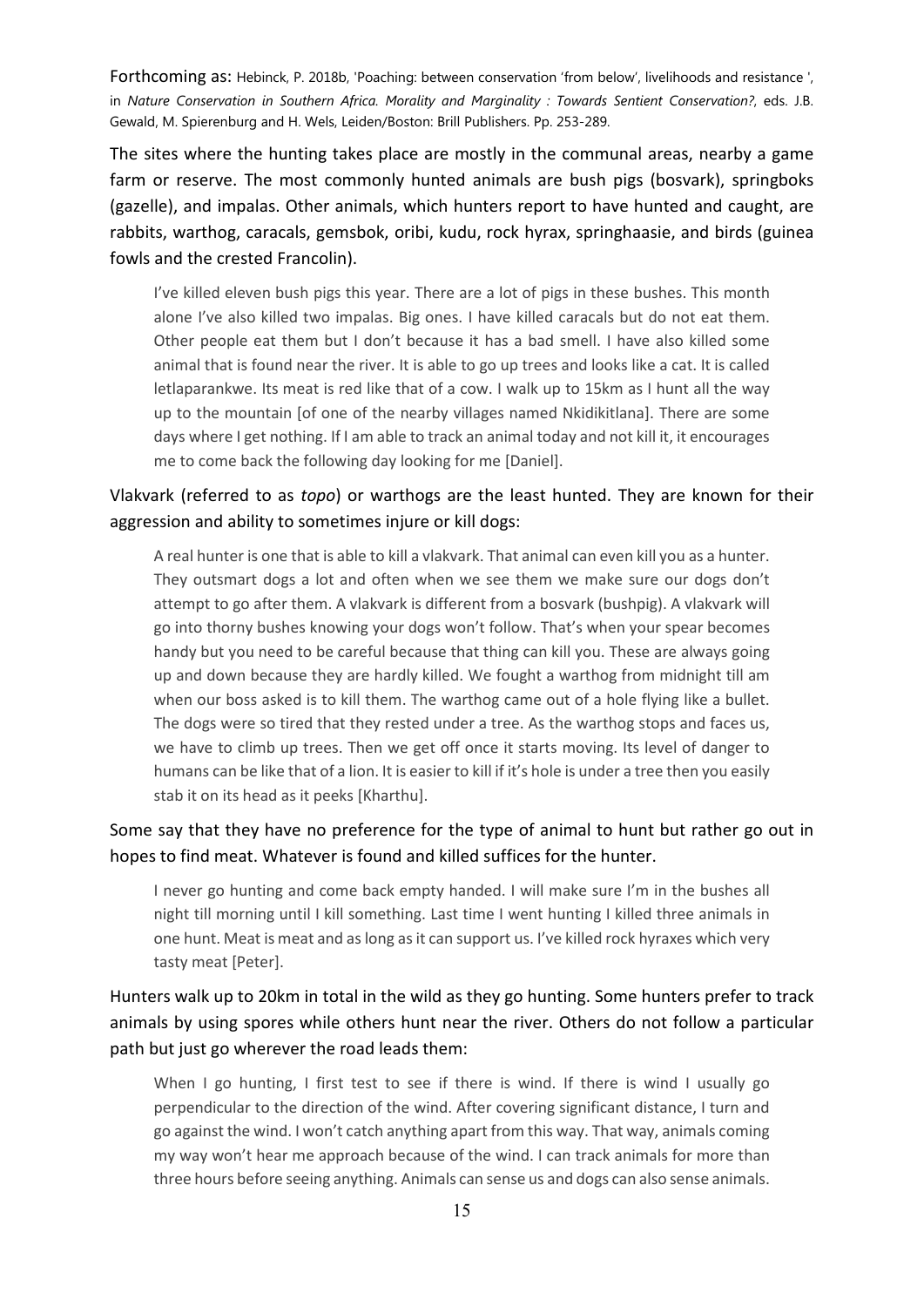Forthcoming as: Hebinck, P. 2018b, 'Poaching: between conservation 'from below', livelihoods and resistance ', in *Nature Conservation in Southern Africa. Morality and Marginality : Towards Sentient Conservation?*, eds. J.B. Gewald, M. Spierenburg and H. Wels, Leiden/Boston: Brill Publishers. Pp. 253-289.

The sites where the hunting takes place are mostly in the communal areas, nearby a game farm or reserve. The most commonly hunted animals are bush pigs (bosvark), springboks (gazelle), and impalas. Other animals, which hunters report to have hunted and caught, are rabbits, warthog, caracals, gemsbok, oribi, kudu, rock hyrax, springhaasie, and birds (guinea fowls and the crested Francolin).

> I've killed eleven bush pigs this year. There are a lot of pigs in these bushes. This month alone I've also killed two impalas. Big ones. I have killed caracals but do not eat them. Other people eat them but I don't because it has a bad smell. I have also killed some animal that is found near the river. It is able to go up trees and looks like a cat. It is called letlaparankwe. Its meat is red like that of a cow. I walk up to 15km as I hunt all the way up to the mountain [of one of the nearby villages named Nkidikitlana]. There are some days where I get nothing. If I am able to track an animal today and not kill it, it encourages me to come back the following day looking for me [Daniel].

Vlakvark (referred to as *topo*) or warthogs are the least hunted. They are known for their aggression and ability to sometimes injure or kill dogs:

> A real hunter is one that is able to kill a vlakvark. That animal can even kill you as a hunter. They outsmart dogs a lot and often when we see them we make sure our dogs don't attempt to go after them. A vlakvark is different from a bosvark (bushpig). A vlakvark will go into thorny bushes knowing your dogs won't follow. That's when your spear becomes handy but you need to be careful because that thing can kill you. These are always going up and down because they are hardly killed. We fought a warthog from midnight till am when our boss asked is to kill them. The warthog came out of a hole flying like a bullet. The dogs were so tired that they rested under a tree. As the warthog stops and faces us, we have to climb up trees. Then we get off once it starts moving. Its level of danger to humans can be like that of a lion. It is easier to kill if it's hole is under a tree then you easily stab it on its head as it peeks [Kharthu].

Some say that they have no preference for the type of animal to hunt but rather go out in hopes to find meat. Whatever is found and killed suffices for the hunter.

> I never go hunting and come back empty handed. I will make sure I'm in the bushes all night till morning until I kill something. Last time I went hunting I killed three animals in one hunt. Meat is meat and as long as it can support us. I've killed rock hyraxes which very tasty meat [Peter].

Hunters walk up to 20km in total in the wild as they go hunting. Some hunters prefer to track animals by using spores while others hunt near the river. Others do not follow a particular path but just go wherever the road leads them:

> When I go hunting, I first test to see if there is wind. If there is wind I usually go perpendicular to the direction of the wind. After covering significant distance, I turn and go against the wind. I won't catch anything apart from this way. That way, animals coming my way won't hear me approach because of the wind. I can track animals for more than three hours before seeing anything. Animals can sense us and dogs can also sense animals.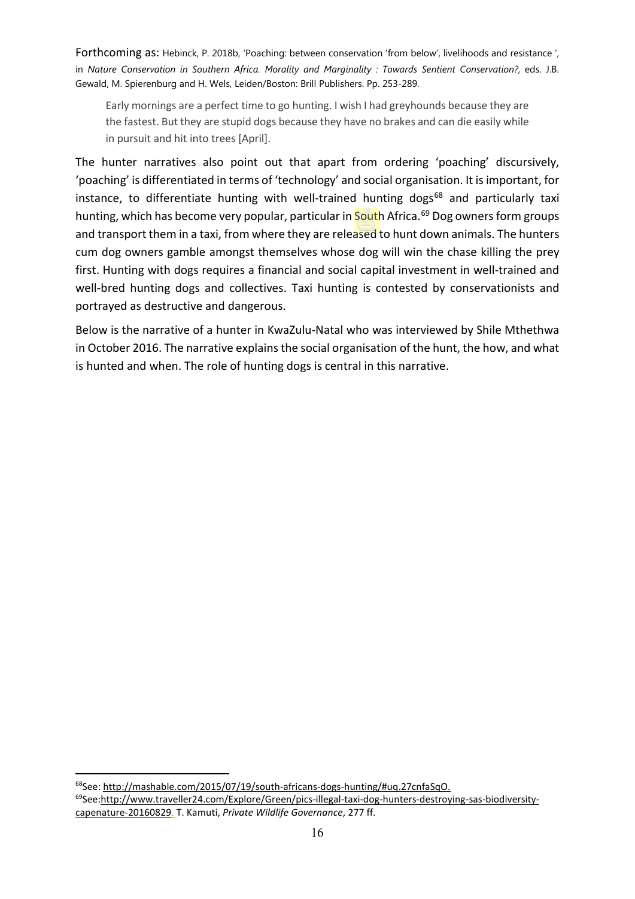Forthcoming as: Hebinck, P. 2018b, 'Poaching: between conservation 'from below', livelihoods and resistance ', in *Nature Conservation in Southern Africa. Morality and Marginality : Towards Sentient Conservation?*, eds. J.B. Gewald, M. Spierenburg and H. Wels, Leiden/Boston: Brill Publishers. Pp. 253-289.

> Early mornings are a perfect time to go hunting. I wish I had greyhounds because they are the fastest. But they are stupid dogs because they have no brakes and can die easily while in pursuit and hit into trees [April].

The hunter narratives also point out that apart from ordering 'poaching' discursively, 'poaching' is differentiated in terms of 'technology' and social organisation. It is important, for instance, to differentiate hunting with well-trained hunting dogs[68] and particularly taxi hunting, which has become very popular, particular in South Africa.[69] Dog owners form groups and transport them in a taxi, from where they are released to hunt down animals. The hunters cum dog owners gamble amongst themselves whose dog will win the chase killing the prey first. Hunting with dogs requires a financial and social capital investment in well-trained and well-bred hunting dogs and collectives. Taxi hunting is contested by conservationists and portrayed as destructive and dangerous.

Below is the narrative of a hunter in KwaZulu-Natal who was interviewed by Shile Mthethwa in October 2016. The narrative explains the social organisation of the hunt, the how, and what is hunted and when. The role of hunting dogs is central in this narrative.

---

[68] See: http://mashable.com/2015/07/19/south-africans-dogs-hunting/#uq.27cnfaSqO.

[69] See: http://www.traveller24.com/Explore/Green/pics-illegal-taxi-dog-hunters-destroying-sas-biodiversity-capenature-20160829. T. Kamuti, *Private Wildlife Governance*, 277 ff.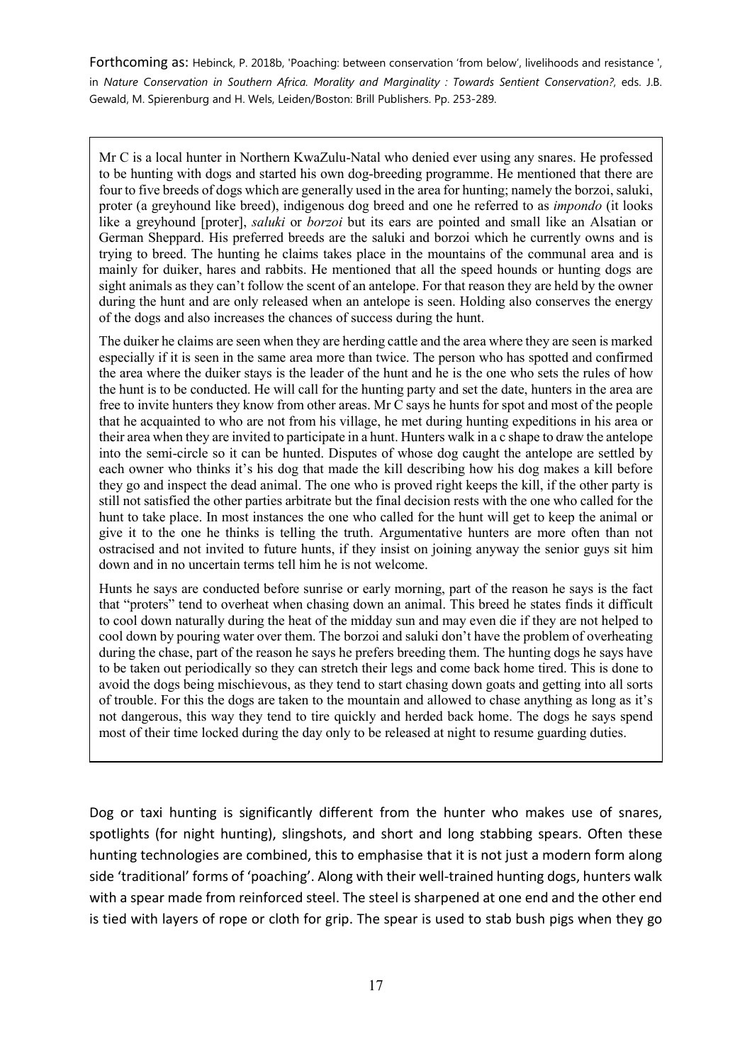Forthcoming as: Hebinck, P. 2018b, 'Poaching: between conservation 'from below', livelihoods and resistance ', in *Nature Conservation in Southern Africa. Morality and Marginality : Towards Sentient Conservation?*, eds. J.B. Gewald, M. Spierenburg and H. Wels, Leiden/Boston: Brill Publishers. Pp. 253-289.

> Mr C is a local hunter in Northern KwaZulu-Natal who denied ever using any snares. He professed to be hunting with dogs and started his own dog-breeding programme. He mentioned that there are four to five breeds of dogs which are generally used in the area for hunting; namely the borzoi, saluki, proter (a greyhound like breed), indigenous dog breed and one he referred to as *impondo* (it looks like a greyhound [proter], *saluki* or *borzoi* but its ears are pointed and small like an Alsatian or German Sheppard. His preferred breeds are the saluki and borzoi which he currently owns and is trying to breed. The hunting he claims takes place in the mountains of the communal area and is mainly for duiker, hares and rabbits. He mentioned that all the speed hounds or hunting dogs are sight animals as they can't follow the scent of an antelope. For that reason they are held by the owner during the hunt and are only released when an antelope is seen. Holding also conserves the energy of the dogs and also increases the chances of success during the hunt.
>
> The duiker he claims are seen when they are herding cattle and the area where they are seen is marked especially if it is seen in the same area more than twice. The person who has spotted and confirmed the area where the duiker stays is the leader of the hunt and he is the one who sets the rules of how the hunt is to be conducted. He will call for the hunting party and set the date, hunters in the area are free to invite hunters they know from other areas. Mr C says he hunts for spot and most of the people that he acquainted to who are not from his village, he met during hunting expeditions in his area or their area when they are invited to participate in a hunt. Hunters walk in a c shape to draw the antelope into the semi-circle so it can be hunted. Disputes of whose dog caught the antelope are settled by each owner who thinks it's his dog that made the kill describing how his dog makes a kill before they go and inspect the dead animal. The one who is proved right keeps the kill, if the other party is still not satisfied the other parties arbitrate but the final decision rests with the one who called for the hunt to take place. In most instances the one who called for the hunt will get to keep the animal or give it to the one he thinks is telling the truth. Argumentative hunters are more often than not ostracised and not invited to future hunts, if they insist on joining anyway the senior guys sit him down and in no uncertain terms tell him he is not welcome.
>
> Hunts he says are conducted before sunrise or early morning, part of the reason he says is the fact that "proters" tend to overheat when chasing down an animal. This breed he states finds it difficult to cool down naturally during the heat of the midday sun and may even die if they are not helped to cool down by pouring water over them. The borzoi and saluki don't have the problem of overheating during the chase, part of the reason he says he prefers breeding them. The hunting dogs he says have to be taken out periodically so they can stretch their legs and come back home tired. This is done to avoid the dogs being mischievous, as they tend to start chasing down goats and getting into all sorts of trouble. For this the dogs are taken to the mountain and allowed to chase anything as long as it's not dangerous, this way they tend to tire quickly and herded back home. The dogs he says spend most of their time locked during the day only to be released at night to resume guarding duties.

Dog or taxi hunting is significantly different from the hunter who makes use of snares, spotlights (for night hunting), slingshots, and short and long stabbing spears. Often these hunting technologies are combined, this to emphasise that it is not just a modern form along side 'traditional' forms of 'poaching'. Along with their well-trained hunting dogs, hunters walk with a spear made from reinforced steel. The steel is sharpened at one end and the other end is tied with layers of rope or cloth for grip. The spear is used to stab bush pigs when they go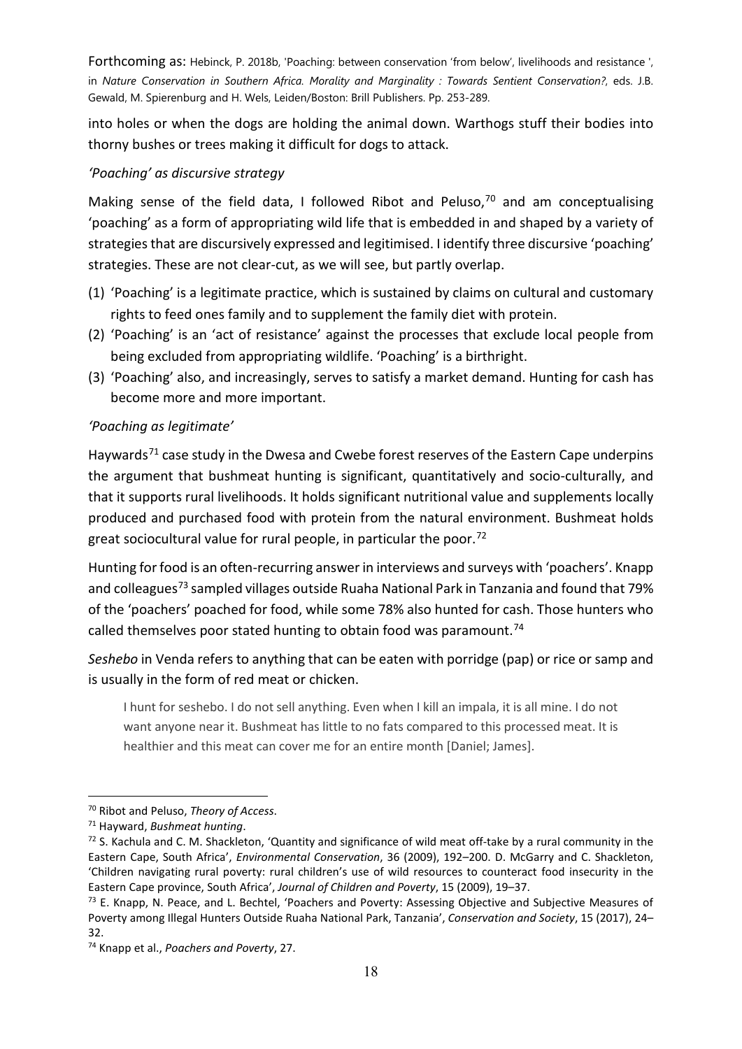into holes or when the dogs are holding the animal down. Warthogs stuff their bodies into thorny bushes or trees making it difficult for dogs to attack.

### *'Poaching' as discursive strategy*

Making sense of the field data, I followed Ribot and Peluso,[70] and am conceptualising 'poaching' as a form of appropriating wild life that is embedded in and shaped by a variety of strategies that are discursively expressed and legitimised. I identify three discursive 'poaching' strategies. These are not clear-cut, as we will see, but partly overlap.

(1) 'Poaching' is a legitimate practice, which is sustained by claims on cultural and customary rights to feed ones family and to supplement the family diet with protein.
(2) 'Poaching' is an 'act of resistance' against the processes that exclude local people from being excluded from appropriating wildlife. 'Poaching' is a birthright.
(3) 'Poaching' also, and increasingly, serves to satisfy a market demand. Hunting for cash has become more and more important.

### *'Poaching as legitimate'*

Haywards[71] case study in the Dwesa and Cwebe forest reserves of the Eastern Cape underpins the argument that bushmeat hunting is significant, quantitatively and socio-culturally, and that it supports rural livelihoods. It holds significant nutritional value and supplements locally produced and purchased food with protein from the natural environment. Bushmeat holds great sociocultural value for rural people, in particular the poor.[72]

Hunting for food is an often-recurring answer in interviews and surveys with 'poachers'. Knapp and colleagues[73] sampled villages outside Ruaha National Park in Tanzania and found that 79% of the 'poachers' poached for food, while some 78% also hunted for cash. Those hunters who called themselves poor stated hunting to obtain food was paramount.[74]

*Seshebo* in Venda refers to anything that can be eaten with porridge (pap) or rice or samp and is usually in the form of red meat or chicken.

> I hunt for seshebo. I do not sell anything. Even when I kill an impala, it is all mine. I do not want anyone near it. Bushmeat has little to no fats compared to this processed meat. It is healthier and this meat can cover me for an entire month [Daniel; James].

---

[70] Ribot and Peluso, *Theory of Access*.

[71] Hayward, *Bushmeat hunting*.

[72] S. Kachula and C. M. Shackleton, 'Quantity and significance of wild meat off-take by a rural community in the Eastern Cape, South Africa', *Environmental Conservation*, 36 (2009), 192–200. D. McGarry and C. Shackleton, 'Children navigating rural poverty: rural children's use of wild resources to counteract food insecurity in the Eastern Cape province, South Africa', *Journal of Children and Poverty*, 15 (2009), 19–37.

[73] E. Knapp, N. Peace, and L. Bechtel, 'Poachers and Poverty: Assessing Objective and Subjective Measures of Poverty among Illegal Hunters Outside Ruaha National Park, Tanzania', *Conservation and Society*, 15 (2017), 24–32.

[74] Knapp et al., *Poachers and Poverty*, 27.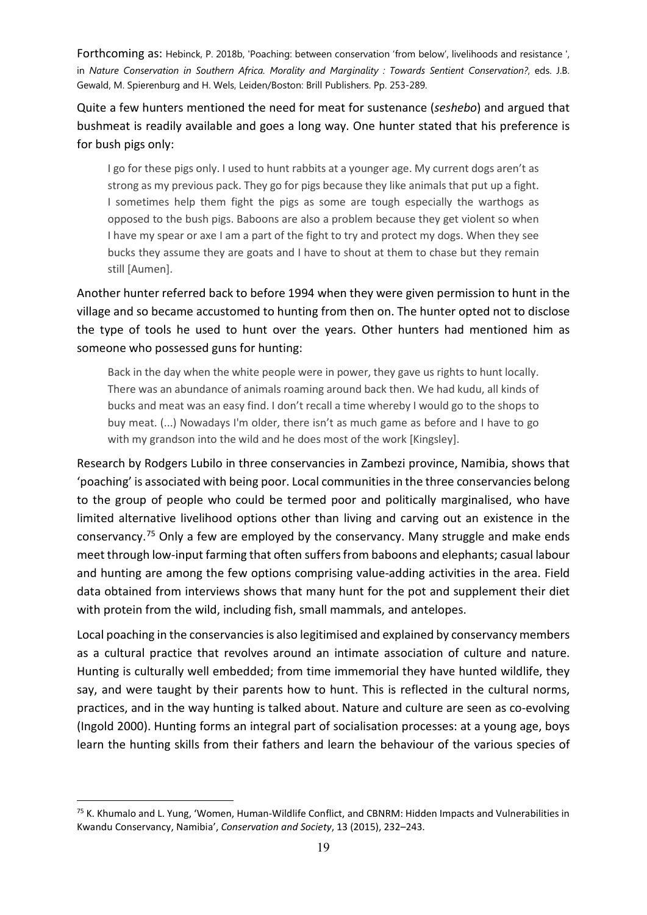Forthcoming as: Hebinck, P. 2018b, 'Poaching: between conservation 'from below', livelihoods and resistance ', in *Nature Conservation in Southern Africa. Morality and Marginality : Towards Sentient Conservation?*, eds. J.B. Gewald, M. Spierenburg and H. Wels, Leiden/Boston: Brill Publishers. Pp. 253-289.

Quite a few hunters mentioned the need for meat for sustenance (*seshebo*) and argued that bushmeat is readily available and goes a long way. One hunter stated that his preference is for bush pigs only:

> I go for these pigs only. I used to hunt rabbits at a younger age. My current dogs aren't as strong as my previous pack. They go for pigs because they like animals that put up a fight. I sometimes help them fight the pigs as some are tough especially the warthogs as opposed to the bush pigs. Baboons are also a problem because they get violent so when I have my spear or axe I am a part of the fight to try and protect my dogs. When they see bucks they assume they are goats and I have to shout at them to chase but they remain still [Aumen].

Another hunter referred back to before 1994 when they were given permission to hunt in the village and so became accustomed to hunting from then on. The hunter opted not to disclose the type of tools he used to hunt over the years. Other hunters had mentioned him as someone who possessed guns for hunting:

> Back in the day when the white people were in power, they gave us rights to hunt locally. There was an abundance of animals roaming around back then. We had kudu, all kinds of bucks and meat was an easy find. I don't recall a time whereby I would go to the shops to buy meat. (...) Nowadays I'm older, there isn't as much game as before and I have to go with my grandson into the wild and he does most of the work [Kingsley].

Research by Rodgers Lubilo in three conservancies in Zambezi province, Namibia, shows that 'poaching' is associated with being poor. Local communities in the three conservancies belong to the group of people who could be termed poor and politically marginalised, who have limited alternative livelihood options other than living and carving out an existence in the conservancy.[75] Only a few are employed by the conservancy. Many struggle and make ends meet through low-input farming that often suffers from baboons and elephants; casual labour and hunting are among the few options comprising value-adding activities in the area. Field data obtained from interviews shows that many hunt for the pot and supplement their diet with protein from the wild, including fish, small mammals, and antelopes.

Local poaching in the conservancies is also legitimised and explained by conservancy members as a cultural practice that revolves around an intimate association of culture and nature. Hunting is culturally well embedded; from time immemorial they have hunted wildlife, they say, and were taught by their parents how to hunt. This is reflected in the cultural norms, practices, and in the way hunting is talked about. Nature and culture are seen as co-evolving (Ingold 2000). Hunting forms an integral part of socialisation processes: at a young age, boys learn the hunting skills from their fathers and learn the behaviour of the various species of

[75] K. Khumalo and L. Yung, 'Women, Human-Wildlife Conflict, and CBNRM: Hidden Impacts and Vulnerabilities in Kwandu Conservancy, Namibia', *Conservation and Society*, 13 (2015), 232–243.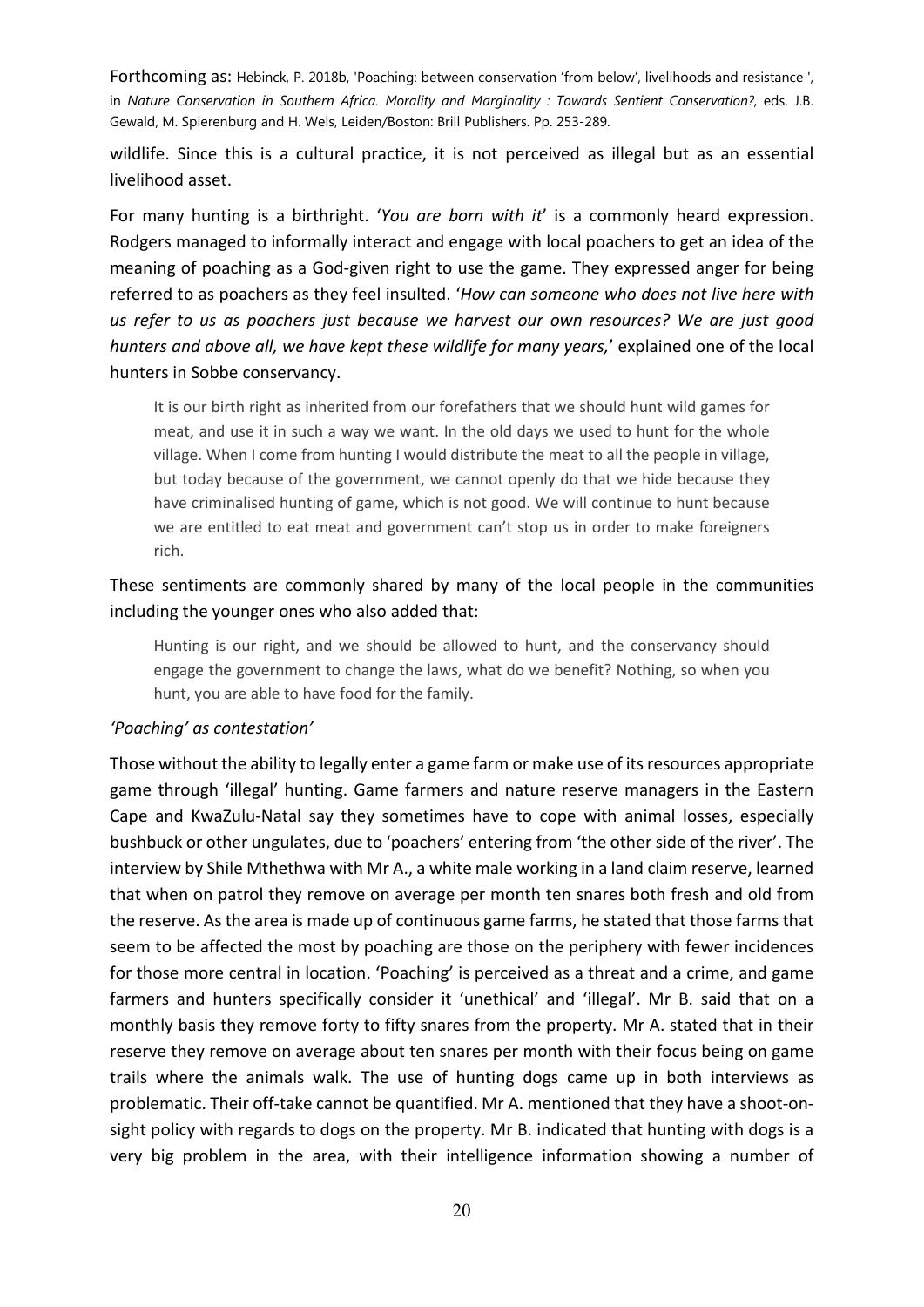wildlife. Since this is a cultural practice, it is not perceived as illegal but as an essential livelihood asset.

For many hunting is a birthright. '*You are born with it*' is a commonly heard expression. Rodgers managed to informally interact and engage with local poachers to get an idea of the meaning of poaching as a God-given right to use the game. They expressed anger for being referred to as poachers as they feel insulted. '*How can someone who does not live here with us refer to us as poachers just because we harvest our own resources? We are just good hunters and above all, we have kept these wildlife for many years,*' explained one of the local hunters in Sobbe conservancy.

> It is our birth right as inherited from our forefathers that we should hunt wild games for meat, and use it in such a way we want. In the old days we used to hunt for the whole village. When I come from hunting I would distribute the meat to all the people in village, but today because of the government, we cannot openly do that we hide because they have criminalised hunting of game, which is not good. We will continue to hunt because we are entitled to eat meat and government can't stop us in order to make foreigners rich.

These sentiments are commonly shared by many of the local people in the communities including the younger ones who also added that:

> Hunting is our right, and we should be allowed to hunt, and the conservancy should engage the government to change the laws, what do we benefit? Nothing, so when you hunt, you are able to have food for the family.

*'Poaching' as contestation'*

Those without the ability to legally enter a game farm or make use of its resources appropriate game through 'illegal' hunting. Game farmers and nature reserve managers in the Eastern Cape and KwaZulu-Natal say they sometimes have to cope with animal losses, especially bushbuck or other ungulates, due to 'poachers' entering from 'the other side of the river'. The interview by Shile Mthethwa with Mr A., a white male working in a land claim reserve, learned that when on patrol they remove on average per month ten snares both fresh and old from the reserve. As the area is made up of continuous game farms, he stated that those farms that seem to be affected the most by poaching are those on the periphery with fewer incidences for those more central in location. 'Poaching' is perceived as a threat and a crime, and game farmers and hunters specifically consider it 'unethical' and 'illegal'. Mr B. said that on a monthly basis they remove forty to fifty snares from the property. Mr A. stated that in their reserve they remove on average about ten snares per month with their focus being on game trails where the animals walk. The use of hunting dogs came up in both interviews as problematic. Their off-take cannot be quantified. Mr A. mentioned that they have a shoot-on-sight policy with regards to dogs on the property. Mr B. indicated that hunting with dogs is a very big problem in the area, with their intelligence information showing a number of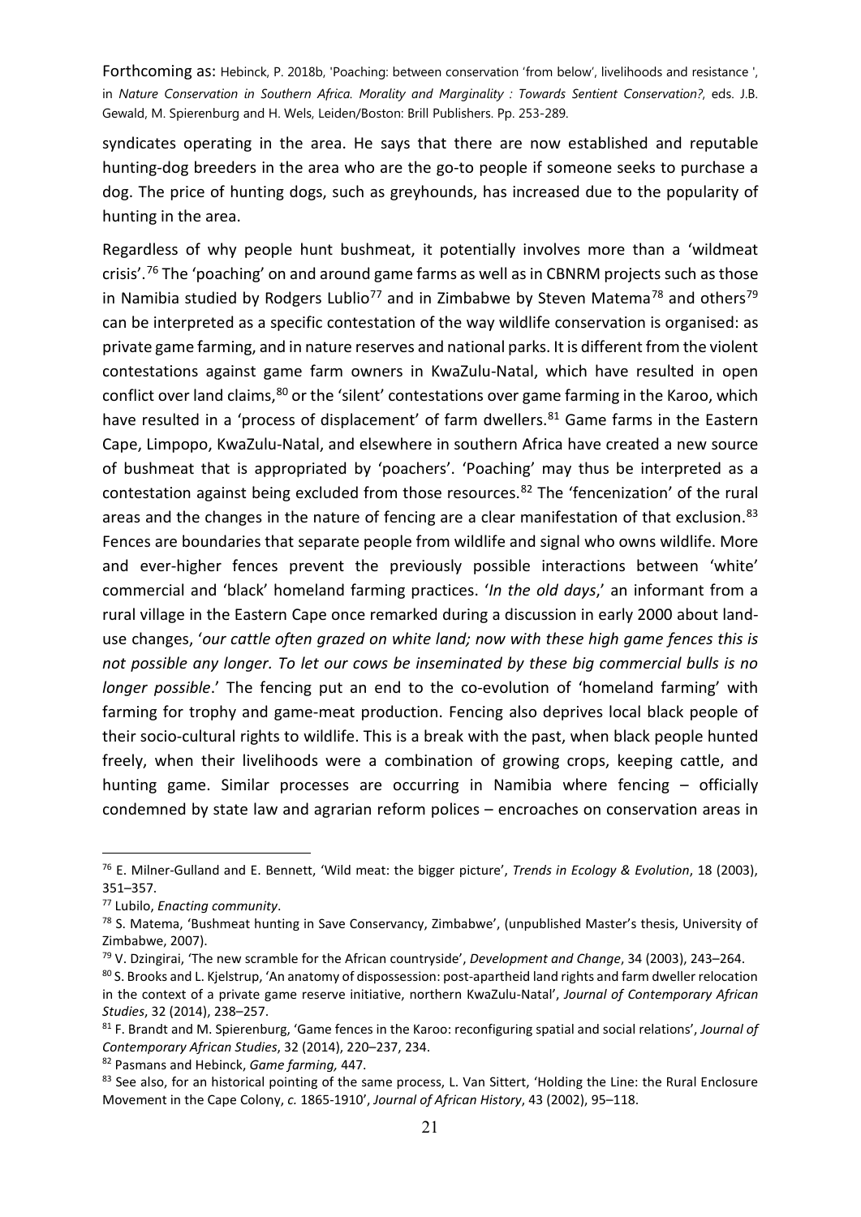syndicates operating in the area. He says that there are now established and reputable hunting-dog breeders in the area who are the go-to people if someone seeks to purchase a dog. The price of hunting dogs, such as greyhounds, has increased due to the popularity of hunting in the area.

Regardless of why people hunt bushmeat, it potentially involves more than a 'wildmeat crisis'.[76] The 'poaching' on and around game farms as well as in CBNRM projects such as those in Namibia studied by Rodgers Lublio[77] and in Zimbabwe by Steven Matema[78] and others[79] can be interpreted as a specific contestation of the way wildlife conservation is organised: as private game farming, and in nature reserves and national parks. It is different from the violent contestations against game farm owners in KwaZulu-Natal, which have resulted in open conflict over land claims,[80] or the 'silent' contestations over game farming in the Karoo, which have resulted in a 'process of displacement' of farm dwellers.[81] Game farms in the Eastern Cape, Limpopo, KwaZulu-Natal, and elsewhere in southern Africa have created a new source of bushmeat that is appropriated by 'poachers'. 'Poaching' may thus be interpreted as a contestation against being excluded from those resources.[82] The 'fencenization' of the rural areas and the changes in the nature of fencing are a clear manifestation of that exclusion.[83] Fences are boundaries that separate people from wildlife and signal who owns wildlife. More and ever-higher fences prevent the previously possible interactions between 'white' commercial and 'black' homeland farming practices. '*In the old days*,' an informant from a rural village in the Eastern Cape once remarked during a discussion in early 2000 about land-use changes, '*our cattle often grazed on white land; now with these high game fences this is not possible any longer. To let our cows be inseminated by these big commercial bulls is no longer possible*.' The fencing put an end to the co-evolution of 'homeland farming' with farming for trophy and game-meat production. Fencing also deprives local black people of their socio-cultural rights to wildlife. This is a break with the past, when black people hunted freely, when their livelihoods were a combination of growing crops, keeping cattle, and hunting game. Similar processes are occurring in Namibia where fencing – officially condemned by state law and agrarian reform polices – encroaches on conservation areas in

---

[76] E. Milner-Gulland and E. Bennett, 'Wild meat: the bigger picture', *Trends in Ecology & Evolution*, 18 (2003), 351–357.

[77] Lubilo, *Enacting community*.

[78] S. Matema, 'Bushmeat hunting in Save Conservancy, Zimbabwe', (unpublished Master's thesis, University of Zimbabwe, 2007).

[79] V. Dzingirai, 'The new scramble for the African countryside', *Development and Change*, 34 (2003), 243–264.

[80] S. Brooks and L. Kjelstrup, 'An anatomy of dispossession: post-apartheid land rights and farm dweller relocation in the context of a private game reserve initiative, northern KwaZulu-Natal', *Journal of Contemporary African Studies*, 32 (2014), 238–257.

[81] F. Brandt and M. Spierenburg, 'Game fences in the Karoo: reconfiguring spatial and social relations', *Journal of Contemporary African Studies*, 32 (2014), 220–237, 234.

[82] Pasmans and Hebinck, *Game farming,* 447.

[83] See also, for an historical pointing of the same process, L. Van Sittert, 'Holding the Line: the Rural Enclosure Movement in the Cape Colony, *c.* 1865-1910', *Journal of African History*, 43 (2002), 95–118.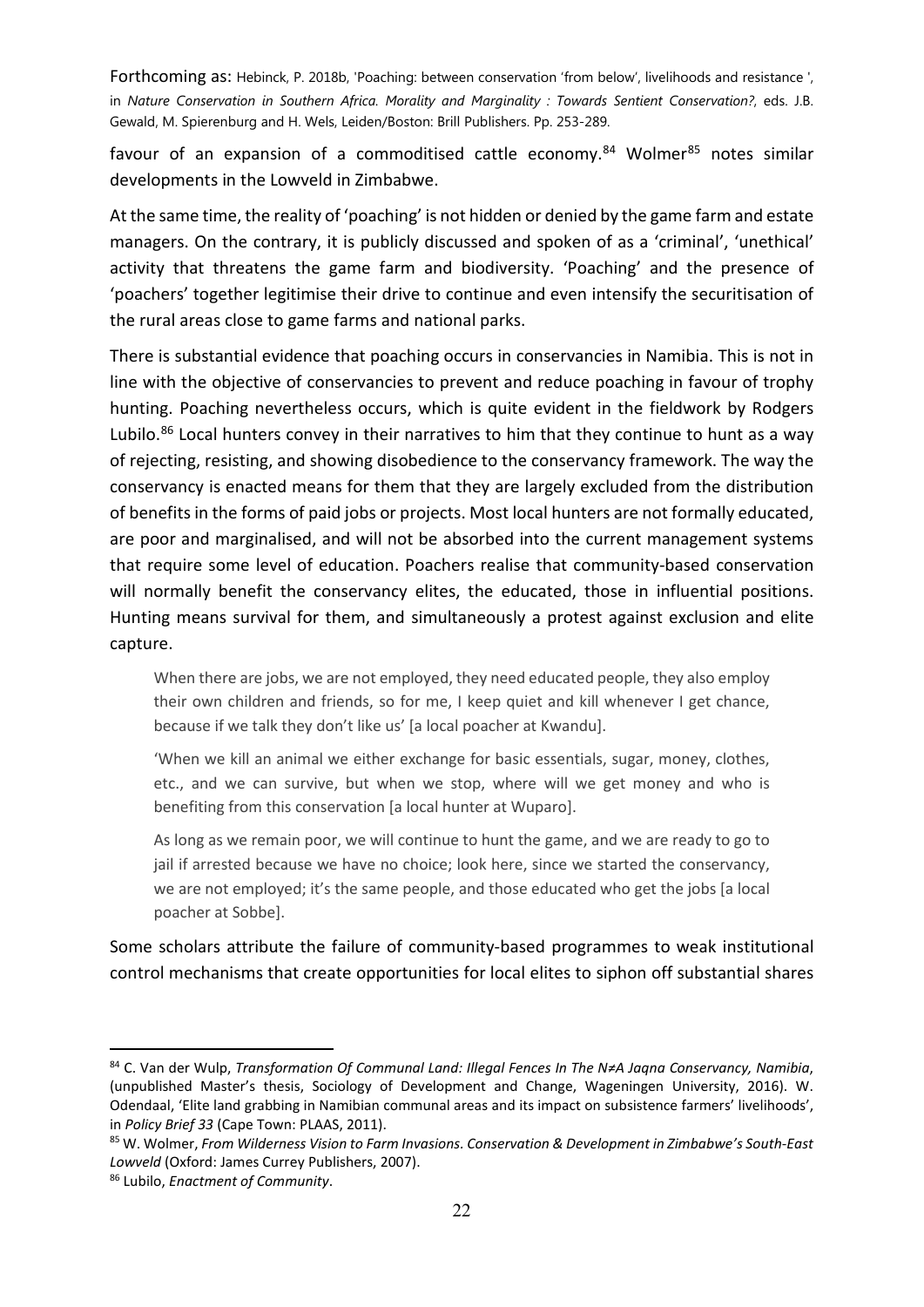favour of an expansion of a commoditised cattle economy.[84] Wolmer[85] notes similar developments in the Lowveld in Zimbabwe.

At the same time, the reality of 'poaching' is not hidden or denied by the game farm and estate managers. On the contrary, it is publicly discussed and spoken of as a 'criminal', 'unethical' activity that threatens the game farm and biodiversity. 'Poaching' and the presence of 'poachers' together legitimise their drive to continue and even intensify the securitisation of the rural areas close to game farms and national parks.

There is substantial evidence that poaching occurs in conservancies in Namibia. This is not in line with the objective of conservancies to prevent and reduce poaching in favour of trophy hunting. Poaching nevertheless occurs, which is quite evident in the fieldwork by Rodgers Lubilo.[86] Local hunters convey in their narratives to him that they continue to hunt as a way of rejecting, resisting, and showing disobedience to the conservancy framework. The way the conservancy is enacted means for them that they are largely excluded from the distribution of benefits in the forms of paid jobs or projects. Most local hunters are not formally educated, are poor and marginalised, and will not be absorbed into the current management systems that require some level of education. Poachers realise that community-based conservation will normally benefit the conservancy elites, the educated, those in influential positions. Hunting means survival for them, and simultaneously a protest against exclusion and elite capture.

> When there are jobs, we are not employed, they need educated people, they also employ their own children and friends, so for me, I keep quiet and kill whenever I get chance, because if we talk they don't like us' [a local poacher at Kwandu].
>
> 'When we kill an animal we either exchange for basic essentials, sugar, money, clothes, etc., and we can survive, but when we stop, where will we get money and who is benefiting from this conservation [a local hunter at Wuparo].
>
> As long as we remain poor, we will continue to hunt the game, and we are ready to go to jail if arrested because we have no choice; look here, since we started the conservancy, we are not employed; it's the same people, and those educated who get the jobs [a local poacher at Sobbe].

Some scholars attribute the failure of community-based programmes to weak institutional control mechanisms that create opportunities for local elites to siphon off substantial shares

---

[84] C. Van der Wulp, *Transformation Of Communal Land: Illegal Fences In The N≠A Jaqna Conservancy, Namibia*, (unpublished Master's thesis, Sociology of Development and Change, Wageningen University, 2016). W. Odendaal, 'Elite land grabbing in Namibian communal areas and its impact on subsistence farmers' livelihoods', in *Policy Brief 33* (Cape Town: PLAAS, 2011).

[85] W. Wolmer, *From Wilderness Vision to Farm Invasions. Conservation & Development in Zimbabwe's South-East Lowveld* (Oxford: James Currey Publishers, 2007).

[86] Lubilo, *Enactment of Community*.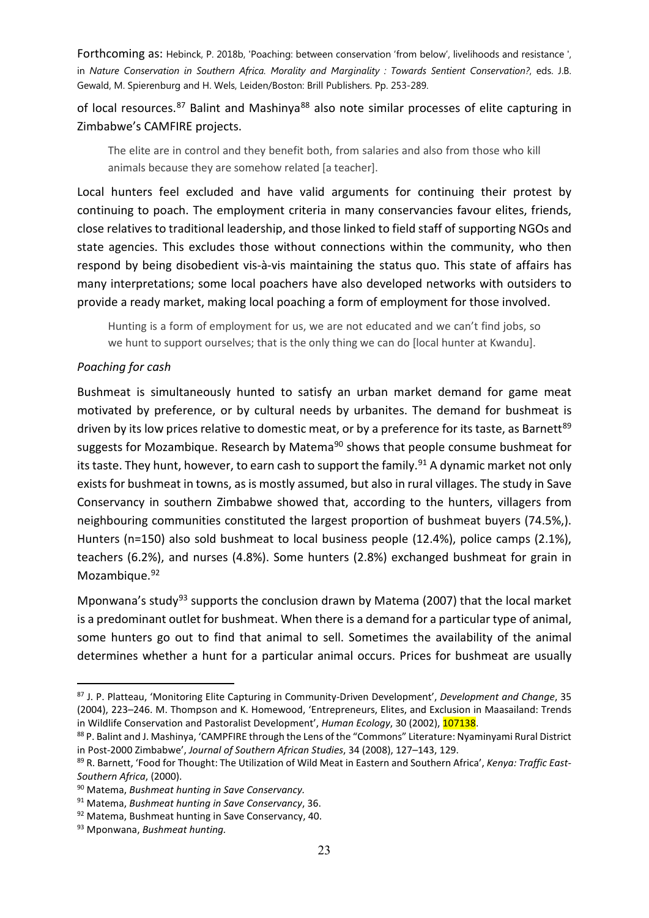Forthcoming as: Hebinck, P. 2018b, 'Poaching: between conservation 'from below', livelihoods and resistance ', in *Nature Conservation in Southern Africa. Morality and Marginality : Towards Sentient Conservation?*, eds. J.B. Gewald, M. Spierenburg and H. Wels, Leiden/Boston: Brill Publishers. Pp. 253-289.

of local resources.[87] Balint and Mashinya[88] also note similar processes of elite capturing in Zimbabwe's CAMFIRE projects.

> The elite are in control and they benefit both, from salaries and also from those who kill animals because they are somehow related [a teacher].

Local hunters feel excluded and have valid arguments for continuing their protest by continuing to poach. The employment criteria in many conservancies favour elites, friends, close relatives to traditional leadership, and those linked to field staff of supporting NGOs and state agencies. This excludes those without connections within the community, who then respond by being disobedient vis-à-vis maintaining the status quo. This state of affairs has many interpretations; some local poachers have also developed networks with outsiders to provide a ready market, making local poaching a form of employment for those involved.

> Hunting is a form of employment for us, we are not educated and we can't find jobs, so we hunt to support ourselves; that is the only thing we can do [local hunter at Kwandu].

*Poaching for cash*

Bushmeat is simultaneously hunted to satisfy an urban market demand for game meat motivated by preference, or by cultural needs by urbanites. The demand for bushmeat is driven by its low prices relative to domestic meat, or by a preference for its taste, as Barnett[89] suggests for Mozambique. Research by Matema[90] shows that people consume bushmeat for its taste. They hunt, however, to earn cash to support the family.[91] A dynamic market not only exists for bushmeat in towns, as is mostly assumed, but also in rural villages. The study in Save Conservancy in southern Zimbabwe showed that, according to the hunters, villagers from neighbouring communities constituted the largest proportion of bushmeat buyers (74.5%,). Hunters (n=150) also sold bushmeat to local business people (12.4%), police camps (2.1%), teachers (6.2%), and nurses (4.8%). Some hunters (2.8%) exchanged bushmeat for grain in Mozambique.[92]

Mponwana's study[93] supports the conclusion drawn by Matema (2007) that the local market is a predominant outlet for bushmeat. When there is a demand for a particular type of animal, some hunters go out to find that animal to sell. Sometimes the availability of the animal determines whether a hunt for a particular animal occurs. Prices for bushmeat are usually

---

[87] J. P. Platteau, 'Monitoring Elite Capturing in Community-Driven Development', *Development and Change*, 35 (2004), 223–246. M. Thompson and K. Homewood, 'Entrepreneurs, Elites, and Exclusion in Maasailand: Trends in Wildlife Conservation and Pastoralist Development', *Human Ecology*, 30 (2002), 107138.

[88] P. Balint and J. Mashinya, 'CAMPFIRE through the Lens of the "Commons" Literature: Nyaminyami Rural District in Post-2000 Zimbabwe', *Journal of Southern African Studies*, 34 (2008), 127–143, 129.

[89] R. Barnett, 'Food for Thought: The Utilization of Wild Meat in Eastern and Southern Africa', *Kenya: Traffic East-Southern Africa*, (2000).

[90] Matema, *Bushmeat hunting in Save Conservancy.*

[91] Matema, *Bushmeat hunting in Save Conservancy*, 36.

[92] Matema, Bushmeat hunting in Save Conservancy, 40.

[93] Mponwana, *Bushmeat hunting.*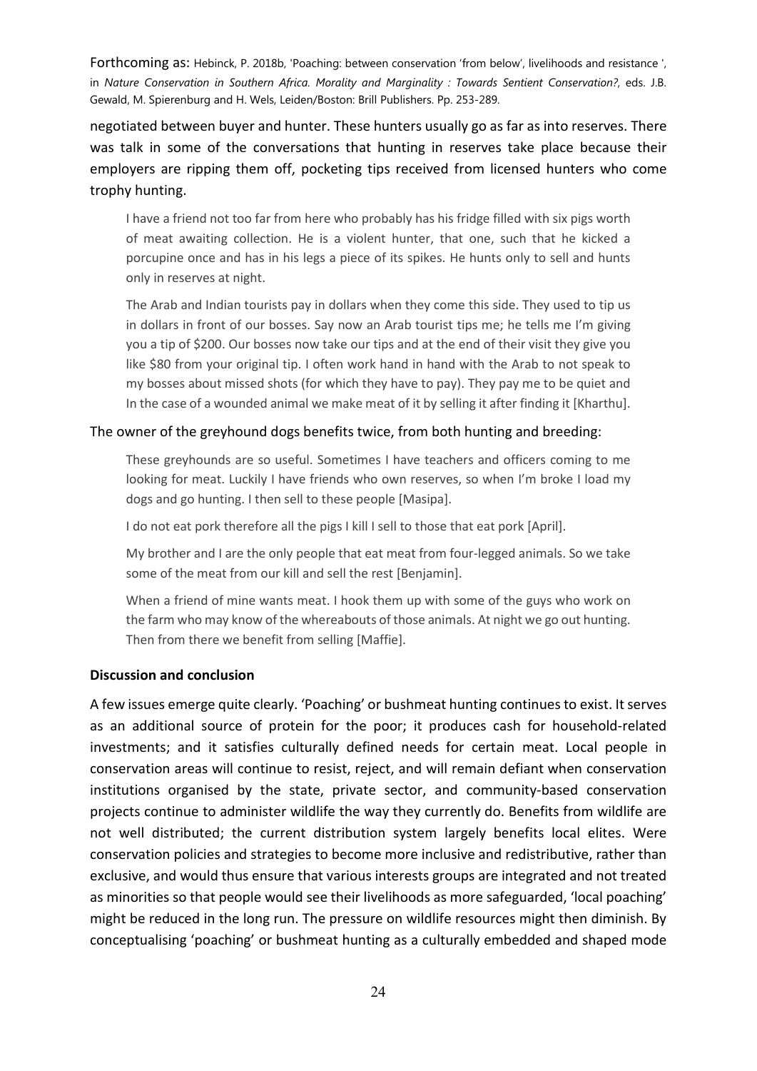negotiated between buyer and hunter. These hunters usually go as far as into reserves. There was talk in some of the conversations that hunting in reserves take place because their employers are ripping them off, pocketing tips received from licensed hunters who come trophy hunting.

> I have a friend not too far from here who probably has his fridge filled with six pigs worth of meat awaiting collection. He is a violent hunter, that one, such that he kicked a porcupine once and has in his legs a piece of its spikes. He hunts only to sell and hunts only in reserves at night.
>
> The Arab and Indian tourists pay in dollars when they come this side. They used to tip us in dollars in front of our bosses. Say now an Arab tourist tips me; he tells me I'm giving you a tip of $200. Our bosses now take our tips and at the end of their visit they give you like $80 from your original tip. I often work hand in hand with the Arab to not speak to my bosses about missed shots (for which they have to pay). They pay me to be quiet and In the case of a wounded animal we make meat of it by selling it after finding it [Kharthu].

The owner of the greyhound dogs benefits twice, from both hunting and breeding:

> These greyhounds are so useful. Sometimes I have teachers and officers coming to me looking for meat. Luckily I have friends who own reserves, so when I'm broke I load my dogs and go hunting. I then sell to these people [Masipa].
>
> I do not eat pork therefore all the pigs I kill I sell to those that eat pork [April].
>
> My brother and I are the only people that eat meat from four-legged animals. So we take some of the meat from our kill and sell the rest [Benjamin].
>
> When a friend of mine wants meat. I hook them up with some of the guys who work on the farm who may know of the whereabouts of those animals. At night we go out hunting. Then from there we benefit from selling [Maffie].

**Discussion and conclusion**

A few issues emerge quite clearly. 'Poaching' or bushmeat hunting continues to exist. It serves as an additional source of protein for the poor; it produces cash for household-related investments; and it satisfies culturally defined needs for certain meat. Local people in conservation areas will continue to resist, reject, and will remain defiant when conservation institutions organised by the state, private sector, and community-based conservation projects continue to administer wildlife the way they currently do. Benefits from wildlife are not well distributed; the current distribution system largely benefits local elites. Were conservation policies and strategies to become more inclusive and redistributive, rather than exclusive, and would thus ensure that various interests groups are integrated and not treated as minorities so that people would see their livelihoods as more safeguarded, 'local poaching' might be reduced in the long run. The pressure on wildlife resources might then diminish. By conceptualising 'poaching' or bushmeat hunting as a culturally embedded and shaped mode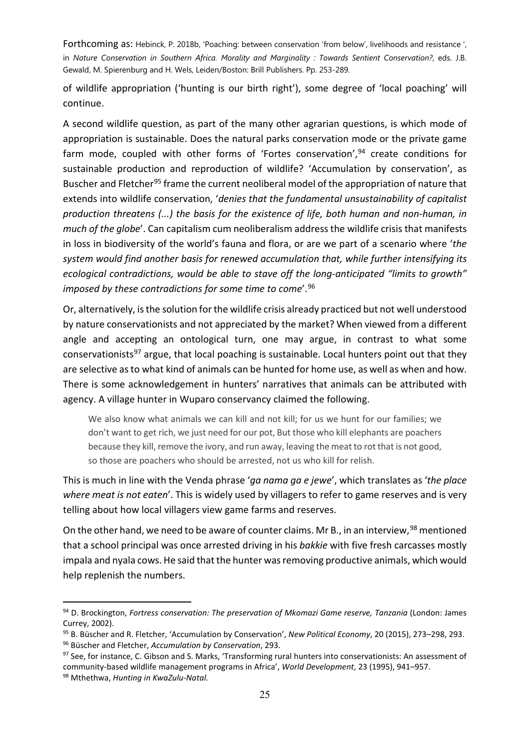Forthcoming as: Hebinck, P. 2018b, 'Poaching: between conservation 'from below', livelihoods and resistance ', in *Nature Conservation in Southern Africa. Morality and Marginality : Towards Sentient Conservation?*, eds. J.B. Gewald, M. Spierenburg and H. Wels, Leiden/Boston: Brill Publishers. Pp. 253-289.

of wildlife appropriation ('hunting is our birth right'), some degree of 'local poaching' will continue.

A second wildlife question, as part of the many other agrarian questions, is which mode of appropriation is sustainable. Does the natural parks conservation mode or the private game farm mode, coupled with other forms of 'Fortes conservation',[94] create conditions for sustainable production and reproduction of wildlife? 'Accumulation by conservation', as Buscher and Fletcher[95] frame the current neoliberal model of the appropriation of nature that extends into wildlife conservation, '*denies that the fundamental unsustainability of capitalist production threatens (...) the basis for the existence of life, both human and non-human, in much of the globe*'. Can capitalism cum neoliberalism address the wildlife crisis that manifests in loss in biodiversity of the world's fauna and flora, or are we part of a scenario where '*the system would find another basis for renewed accumulation that, while further intensifying its ecological contradictions, would be able to stave off the long-anticipated "limits to growth" imposed by these contradictions for some time to come*'.[96]

Or, alternatively, is the solution for the wildlife crisis already practiced but not well understood by nature conservationists and not appreciated by the market? When viewed from a different angle and accepting an ontological turn, one may argue, in contrast to what some conservationists[97] argue, that local poaching is sustainable. Local hunters point out that they are selective as to what kind of animals can be hunted for home use, as well as when and how. There is some acknowledgement in hunters' narratives that animals can be attributed with agency. A village hunter in Wuparo conservancy claimed the following.

> We also know what animals we can kill and not kill; for us we hunt for our families; we don't want to get rich, we just need for our pot, But those who kill elephants are poachers because they kill, remove the ivory, and run away, leaving the meat to rot that is not good, so those are poachers who should be arrested, not us who kill for relish.

This is much in line with the Venda phrase '*ga nama ga e jewe*', which translates as '*the place where meat is not eaten*'. This is widely used by villagers to refer to game reserves and is very telling about how local villagers view game farms and reserves.

On the other hand, we need to be aware of counter claims. Mr B., in an interview,[98] mentioned that a school principal was once arrested driving in his *bakkie* with five fresh carcasses mostly impala and nyala cows. He said that the hunter was removing productive animals, which would help replenish the numbers.

---

[94] D. Brockington, *Fortress conservation: The preservation of Mkomazi Game reserve, Tanzania* (London: James Currey, 2002).

[95] B. Büscher and R. Fletcher, 'Accumulation by Conservation', *New Political Economy*, 20 (2015), 273–298, 293.

[96] Büscher and Fletcher, *Accumulation by Conservation*, 293.

[97] See, for instance, C. Gibson and S. Marks, 'Transforming rural hunters into conservationists: An assessment of community-based wildlife management programs in Africa', *World Development*, 23 (1995), 941–957.

[98] Mthethwa, *Hunting in KwaZulu-Natal.*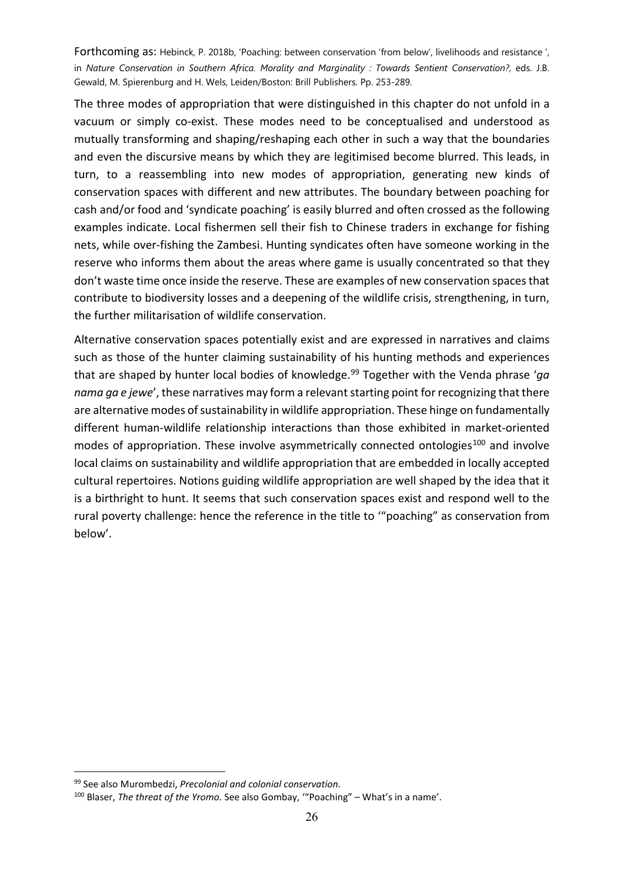Forthcoming as: Hebinck, P. 2018b, 'Poaching: between conservation 'from below', livelihoods and resistance ', in *Nature Conservation in Southern Africa. Morality and Marginality : Towards Sentient Conservation?*, eds. J.B. Gewald, M. Spierenburg and H. Wels, Leiden/Boston: Brill Publishers. Pp. 253-289.

The three modes of appropriation that were distinguished in this chapter do not unfold in a vacuum or simply co-exist. These modes need to be conceptualised and understood as mutually transforming and shaping/reshaping each other in such a way that the boundaries and even the discursive means by which they are legitimised become blurred. This leads, in turn, to a reassembling into new modes of appropriation, generating new kinds of conservation spaces with different and new attributes. The boundary between poaching for cash and/or food and 'syndicate poaching' is easily blurred and often crossed as the following examples indicate. Local fishermen sell their fish to Chinese traders in exchange for fishing nets, while over-fishing the Zambesi. Hunting syndicates often have someone working in the reserve who informs them about the areas where game is usually concentrated so that they don't waste time once inside the reserve. These are examples of new conservation spaces that contribute to biodiversity losses and a deepening of the wildlife crisis, strengthening, in turn, the further militarisation of wildlife conservation.

Alternative conservation spaces potentially exist and are expressed in narratives and claims such as those of the hunter claiming sustainability of his hunting methods and experiences that are shaped by hunter local bodies of knowledge.[99] Together with the Venda phrase '*ga nama ga e jewe*', these narratives may form a relevant starting point for recognizing that there are alternative modes of sustainability in wildlife appropriation. These hinge on fundamentally different human-wildlife relationship interactions than those exhibited in market-oriented modes of appropriation. These involve asymmetrically connected ontologies[100] and involve local claims on sustainability and wildlife appropriation that are embedded in locally accepted cultural repertoires. Notions guiding wildlife appropriation are well shaped by the idea that it is a birthright to hunt. It seems that such conservation spaces exist and respond well to the rural poverty challenge: hence the reference in the title to '"poaching" as conservation from below'.

[99] See also Murombedzi, *Precolonial and colonial conservation.*

[100] Blaser, *The threat of the Yromo.* See also Gombay, '"Poaching" – What's in a name'.